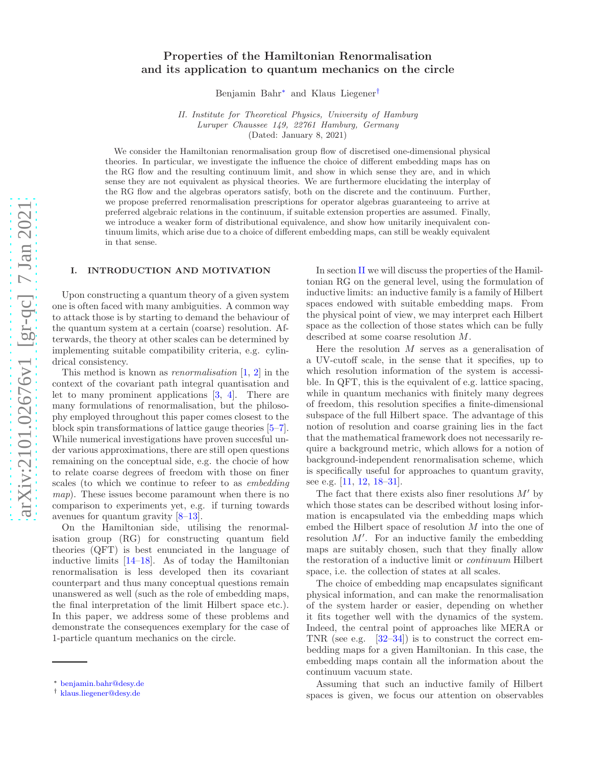# Properties of the Hamiltonian Renormalisation and its application to quantum mechanics on the circle

Benjamin Bahr* and Klaus Liegener†

*II. Institute for Theoretical Physics, University of Hamburg*
*Luruper Chaussee 149, 22761 Hamburg, Germany*
(Dated: January 8, 2021)

We consider the Hamiltonian renormalisation group flow of discretised one-dimensional physical theories. In particular, we investigate the influence the choice of different embedding maps has on the RG flow and the resulting continuum limit, and show in which sense they are, and in which sense they are not equivalent as physical theories. We are furthermore elucidating the interplay of the RG flow and the algebras operators satisfy, both on the discrete and the continuum. Further, we propose preferred renormalisation prescriptions for operator algebras guaranteeing to arrive at preferred algebraic relations in the continuum, if suitable extension properties are assumed. Finally, we introduce a weaker form of distributional equivalence, and show how unitarily inequivalent continuum limits, which arise due to a choice of different embedding maps, can still be weakly equivalent in that sense.

## I. INTRODUCTION AND MOTIVATION

Upon constructing a quantum theory of a given system one is often faced with many ambiguities. A common way to attack those is by starting to demand the behaviour of the quantum system at a certain (coarse) resolution. Afterwards, the theory at other scales can be determined by implementing suitable compatibility criteria, e.g. cylindrical consistency.

This method is known as *renormalisation* [1, 2] in the context of the covariant path integral quantisation and let to many prominent applications [3, 4]. There are many formulations of renormalisation, but the philosophy employed throughout this paper comes closest to the block spin transformations of lattice gauge theories [5–7]. While numerical investigations have proven succesful under various approximations, there are still open questions remaining on the conceptual side, e.g. the chocie of how to relate coarse degrees of freedom with those on finer scales (to which we continue to refeer to as *embedding map*). These issues become paramount when there is no comparison to experiments yet, e.g. if turning towards avenues for quantum gravity [8–13].

On the Hamiltonian side, utilising the renormalisation group (RG) for constructing quantum field theories (QFT) is best enunciated in the language of inductive limits [14–18]. As of today the Hamiltonian renormalisation is less developed then its covariant counterpart and thus many conceptual questions remain unanswered as well (such as the role of embedding maps, the final interpretation of the limit Hilbert space etc.). In this paper, we address some of these problems and demonstrate the consequences exemplary for the case of 1-particle quantum mechanics on the circle.

In section II we will discuss the properties of the Hamiltonian RG on the general level, using the formulation of inductive limits: an inductive family is a family of Hilbert spaces endowed with suitable embedding maps. From the physical point of view, we may interpret each Hilbert space as the collection of those states which can be fully described at some coarse resolution $M$.

Here the resolution $M$ serves as a generalisation of a UV-cutoff scale, in the sense that it specifies, up to which resolution information of the system is accessible. In QFT, this is the equivalent of e.g. lattice spacing, while in quantum mechanics with finitely many degrees of freedom, this resolution specifies a finite-dimensional subspace of the full Hilbert space. The advantage of this notion of resolution and coarse graining lies in the fact that the mathematical framework does not necessarily require a background metric, which allows for a notion of background-independent renormalisation scheme, which is specifically useful for approaches to quantum gravity, see e.g. [11, 12, 18–31].

The fact that there exists also finer resolutions $M'$ by which those states can be described without losing information is encapsulated via the embedding maps which embed the Hilbert space of resolution $M$ into the one of resolution $M'$. For an inductive family the embedding maps are suitably chosen, such that they finally allow the restoration of a inductive limit or *continuum* Hilbert space, i.e. the collection of states at all scales.

The choice of embedding map encapsulates significant physical information, and can make the renormalisation of the system harder or easier, depending on whether it fits together well with the dynamics of the system. Indeed, the central point of approaches like MERA or TNR (see e.g. [32–34]) is to construct the correct embedding maps for a given Hamiltonian. In this case, the embedding maps contain all the information about the continuum vacuum state.

Assuming that such an inductive family of Hilbert spaces is given, we focus our attention on observables

* benjamin.bahr@desy.de
† klaus.liegener@desy.de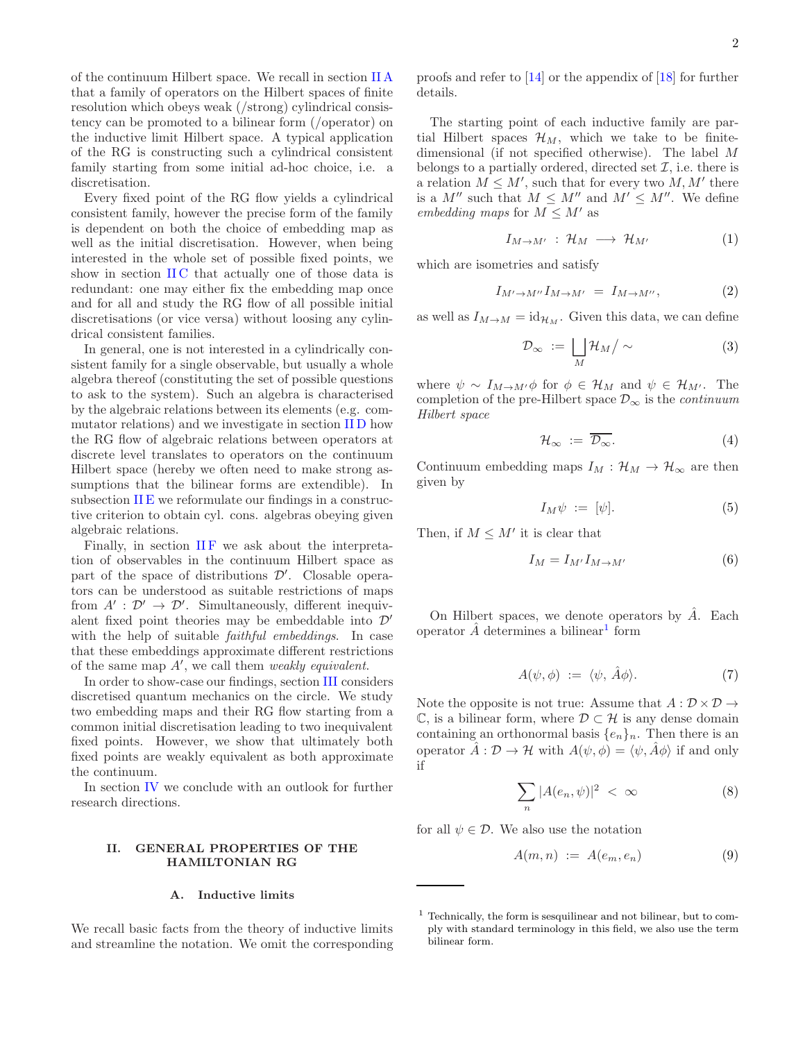of the continuum Hilbert space. We recall in section II A that a family of operators on the Hilbert spaces of finite resolution which obeys weak (/strong) cylindrical consistency can be promoted to a bilinear form (/operator) on the inductive limit Hilbert space. A typical application of the RG is constructing such a cylindrical consistent family starting from some initial ad-hoc choice, i.e. a discretisation.

Every fixed point of the RG flow yields a cylindrical consistent family, however the precise form of the family is dependent on both the choice of embedding map as well as the initial discretisation. However, when being interested in the whole set of possible fixed points, we show in section II C that actually one of those data is redundant: one may either fix the embedding map once and for all and study the RG flow of all possible initial discretisations (or vice versa) without loosing any cylindrical consistent families.

In general, one is not interested in a cylindrically consistent family for a single observable, but usually a whole algebra thereof (constituting the set of possible questions to ask to the system). Such an algebra is characterised by the algebraic relations between its elements (e.g. commutator relations) and we investigate in section II D how the RG flow of algebraic relations between operators at discrete level translates to operators on the continuum Hilbert space (hereby we often need to make strong assumptions that the bilinear forms are extendible). In subsection II E we reformulate our findings in a constructive criterion to obtain cyl. cons. algebras obeying given algebraic relations.

Finally, in section II F we ask about the interpretation of observables in the continuum Hilbert space as part of the space of distributions $\mathcal{D}'$. Closable operators can be understood as suitable restrictions of maps from $A' : \mathcal{D}' \to \mathcal{D}'$. Simultaneously, different inequivalent fixed point theories may be embeddable into $\mathcal{D}'$ with the help of suitable *faithful embeddings*. In case that these embeddings approximate different restrictions of the same map $A'$, we call them *weakly equivalent*.

In order to show-case our findings, section III considers discretised quantum mechanics on the circle. We study two embedding maps and their RG flow starting from a common initial discretisation leading to two inequivalent fixed points. However, we show that ultimately both fixed points are weakly equivalent as both approximate the continuum.

In section IV we conclude with an outlook for further research directions.

## II. GENERAL PROPERTIES OF THE HAMILTONIAN RG

### A. Inductive limits

We recall basic facts from the theory of inductive limits and streamline the notation. We omit the corresponding proofs and refer to [14] or the appendix of [18] for further details.

The starting point of each inductive family are partial Hilbert spaces $\mathcal{H}_M$, which we take to be finite-dimensional (if not specified otherwise). The label $M$ belongs to a partially ordered, directed set $\mathcal{I}$, i.e. there is a relation $M \leq M'$, such that for every two $M, M'$ there is a $M''$ such that $M \leq M''$ and $M' \leq M''$. We define *embedding maps* for $M \leq M'$ as

$$I_{M\to M'} \;:\; \mathcal{H}_M \;\longrightarrow\; \mathcal{H}_{M'} \tag{1}$$

which are isometries and satisfy

$$I_{M'\to M''} I_{M\to M'} \;=\; I_{M\to M''}, \tag{2}$$

as well as $I_{M\to M} = \mathrm{id}_{\mathcal{H}_M}$. Given this data, we can define

$$\mathcal{D}_\infty \;:=\; \bigsqcup_M \mathcal{H}_M / \sim \tag{3}$$

where $\psi \sim I_{M\to M'}\phi$ for $\phi \in \mathcal{H}_M$ and $\psi \in \mathcal{H}_{M'}$. The completion of the pre-Hilbert space $\mathcal{D}_\infty$ is the *continuum Hilbert space*

$$\mathcal{H}_\infty \;:=\; \overline{\mathcal{D}_\infty}. \tag{4}$$

Continuum embedding maps $I_M : \mathcal{H}_M \to \mathcal{H}_\infty$ are then given by

$$I_M \psi \;:=\; [\psi]. \tag{5}$$

Then, if $M \leq M'$ it is clear that

$$I_M = I_{M'} I_{M\to M'} \tag{6}$$

On Hilbert spaces, we denote operators by $\hat{A}$. Each operator $\hat{A}$ determines a bilinear[1] form

$$A(\psi, \phi) \;:=\; \langle \psi,\, \hat{A}\phi \rangle. \tag{7}$$

Note the opposite is not true: Assume that $A : \mathcal{D} \times \mathcal{D} \to \mathbb{C}$, is a bilinear form, where $\mathcal{D} \subset \mathcal{H}$ is any dense domain containing an orthonormal basis $\{e_n\}_n$. Then there is an operator $\hat{A} : \mathcal{D} \to \mathcal{H}$ with $A(\psi, \phi) = \langle \psi, \hat{A}\phi \rangle$ if and only if

$$\sum_n |A(e_n, \psi)|^2 \;<\; \infty \tag{8}$$

for all $\psi \in \mathcal{D}$. We also use the notation

$$A(m, n) \;:=\; A(e_m, e_n) \tag{9}$$

[1] Technically, the form is sesquilinear and not bilinear, but to comply with standard terminology in this field, we also use the term bilinear form.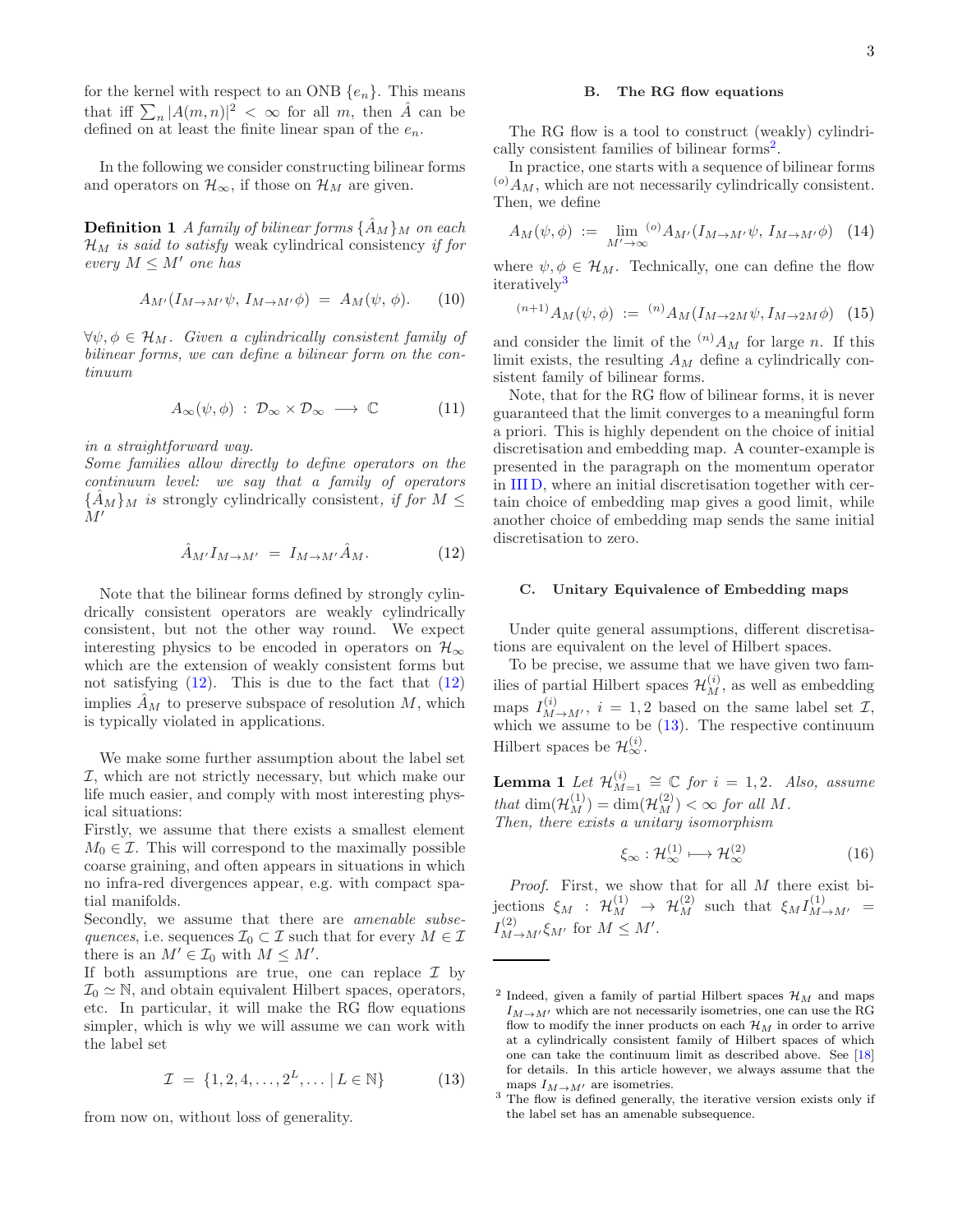for the kernel with respect to an ONB $\{e_n\}$. This means that iff $\sum_n |A(m,n)|^2 < \infty$ for all $m$, then $\hat{A}$ can be defined on at least the finite linear span of the $e_n$.

In the following we consider constructing bilinear forms and operators on $\mathcal{H}_\infty$, if those on $\mathcal{H}_M$ are given.

**Definition 1** *A family of bilinear forms $\{\hat{A}_M\}_M$ on each $\mathcal{H}_M$ is said to satisfy* weak cylindrical consistency *if for every $M \leq M'$ one has*

$$A_{M'}(I_{M\to M'}\psi,\, I_{M\to M'}\phi) \;=\; A_M(\psi,\, \phi). \tag{10}$$

*$\forall \psi, \phi \in \mathcal{H}_M$. Given a cylindrically consistent family of bilinear forms, we can define a bilinear form on the continuum*

$$A_\infty(\psi,\phi) \,:\, \mathcal{D}_\infty \times \mathcal{D}_\infty \;\longrightarrow\; \mathbb{C} \tag{11}$$

*in a straightforward way.*
*Some families allow directly to define operators on the continuum level: we say that a family of operators $\{\hat{A}_M\}_M$ is* strongly cylindrically consistent*, if for $M \leq M'$*

$$\hat{A}_{M'} I_{M\to M'} \;=\; I_{M\to M'}\hat{A}_M. \tag{12}$$

Note that the bilinear forms defined by strongly cylindrically consistent operators are weakly cylindrically consistent, but not the other way round. We expect interesting physics to be encoded in operators on $\mathcal{H}_\infty$ which are the extension of weakly consistent forms but not satisfying (12). This is due to the fact that (12) implies $\hat{A}_M$ to preserve subspace of resolution $M$, which is typically violated in applications.

We make some further assumption about the label set $\mathcal{I}$, which are not strictly necessary, but which make our life much easier, and comply with most interesting physical situations:
Firstly, we assume that there exists a smallest element $M_0 \in \mathcal{I}$. This will correspond to the maximally possible coarse graining, and often appears in situations in which no infra-red divergences appear, e.g. with compact spatial manifolds.
Secondly, we assume that there are *amenable subsequences*, i.e. sequences $\mathcal{I}_0 \subset \mathcal{I}$ such that for every $M \in \mathcal{I}$ there is an $M' \in \mathcal{I}_0$ with $M \leq M'$.
If both assumptions are true, one can replace $\mathcal{I}$ by $\mathcal{I}_0 \simeq \mathbb{N}$, and obtain equivalent Hilbert spaces, operators, etc. In particular, it will make the RG flow equations simpler, which is why we will assume we can work with the label set

$$\mathcal{I} \;=\; \{1, 2, 4, \ldots, 2^L, \ldots \,|\, L \in \mathbb{N}\} \tag{13}$$

from now on, without loss of generality.

### B. The RG flow equations

The RG flow is a tool to construct (weakly) cylindrically consistent families of bilinear forms[2].
In practice, one starts with a sequence of bilinear forms ${}^{(o)}A_M$, which are not necessarily cylindrically consistent. Then, we define

$$A_M(\psi,\phi) \;:=\; \lim_{M'\to\infty} {}^{(o)}A_{M'}(I_{M\to M'}\psi,\, I_{M\to M'}\phi) \tag{14}$$

where $\psi, \phi \in \mathcal{H}_M$. Technically, one can define the flow iteratively[3]

$${}^{(n+1)}A_M(\psi,\phi) \;:=\; {}^{(n)}A_M(I_{M\to 2M}\psi, I_{M\to 2M}\phi) \tag{15}$$

and consider the limit of the ${}^{(n)}A_M$ for large $n$. If this limit exists, the resulting $A_M$ define a cylindrically consistent family of bilinear forms.

Note, that for the RG flow of bilinear forms, it is never guaranteed that the limit converges to a meaningful form a priori. This is highly dependent on the choice of initial discretisation and embedding map. A counter-example is presented in the paragraph on the momentum operator in III D, where an initial discretisation together with certain choice of embedding map gives a good limit, while another choice of embedding map sends the same initial discretisation to zero.

### C. Unitary Equivalence of Embedding maps

Under quite general assumptions, different discretisations are equivalent on the level of Hilbert spaces.

To be precise, we assume that we have given two families of partial Hilbert spaces $\mathcal{H}_M^{(i)}$, as well as embedding maps $I^{(i)}_{M\to M'}$, $i = 1,2$ based on the same label set $\mathcal{I}$, which we assume to be (13). The respective continuum Hilbert spaces be $\mathcal{H}^{(i)}_\infty$.

**Lemma 1** *Let $\mathcal{H}^{(i)}_{M=1} \cong \mathbb{C}$ for $i = 1,2$. Also, assume that $\dim(\mathcal{H}^{(1)}_M) = \dim(\mathcal{H}^{(2)}_M) < \infty$ for all $M$.*
*Then, there exists a unitary isomorphism*

$$\xi_\infty : \mathcal{H}^{(1)}_\infty \longmapsto \mathcal{H}^{(2)}_\infty \tag{16}$$

*Proof.* First, we show that for all $M$ there exist bijections $\xi_M \,:\, \mathcal{H}^{(1)}_M \to \mathcal{H}^{(2)}_M$ such that $\xi_M I^{(1)}_{M\to M'} = I^{(2)}_{M\to M'}\xi_{M'}$ for $M \leq M'$.

---

[2] Indeed, given a family of partial Hilbert spaces $\mathcal{H}_M$ and maps $I_{M\to M'}$ which are not necessarily isometries, one can use the RG flow to modify the inner products on each $\mathcal{H}_M$ in order to arrive at a cylindrically consistent family of Hilbert spaces of which one can take the continuum limit as described above. See [18] for details. In this article however, we always assume that the maps $I_{M\to M'}$ are isometries.

[3] The flow is defined generally, the iterative version exists only if the label set has an amenable subsequence.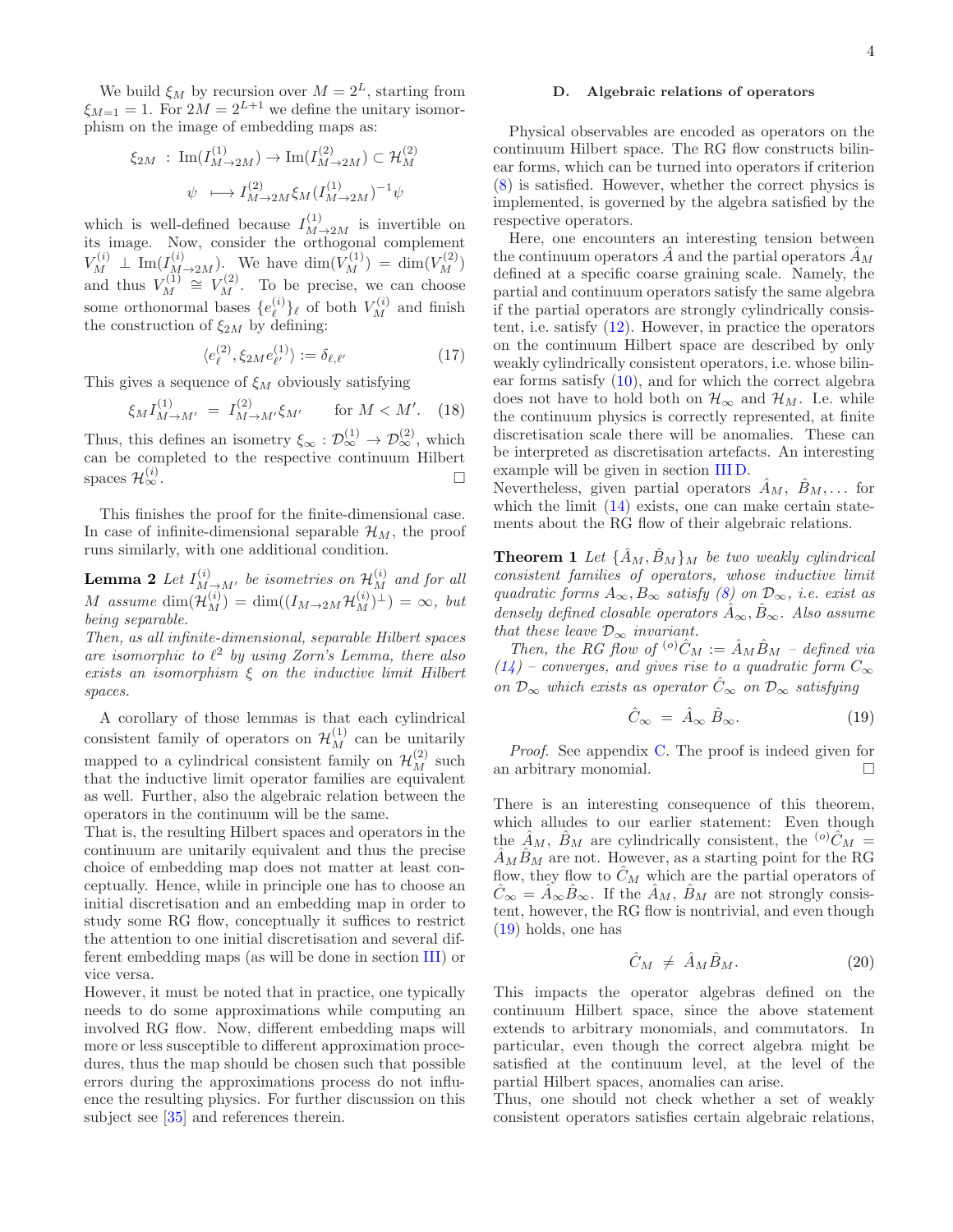We build $\xi_M$ by recursion over $M = 2^L$, starting from $\xi_{M=1} = 1$. For $2M = 2^{L+1}$ we define the unitary isomorphism on the image of embedding maps as:

$$
\begin{aligned}
\xi_{2M} \ &: \ \mathrm{Im}(I^{(1)}_{M\to 2M}) \to \mathrm{Im}(I^{(2)}_{M\to 2M}) \subset \mathcal{H}^{(2)}_M \\
\psi \ &\longmapsto I^{(2)}_{M\to 2M}\xi_M(I^{(1)}_{M\to 2M})^{-1}\psi
\end{aligned}
$$

which is well-defined because $I^{(1)}_{M\to 2M}$ is invertible on its image. Now, consider the orthogonal complement $V^{(i)}_M \perp \mathrm{Im}(I^{(i)}_{M\to 2M})$. We have $\dim(V^{(1)}_M) = \dim(V^{(2)}_M)$ and thus $V^{(1)}_M \cong V^{(2)}_M$. To be precise, we can choose some orthonormal bases $\{e^{(i)}_\ell\}_\ell$ of both $V^{(i)}_M$ and finish the construction of $\xi_{2M}$ by defining:

$$
\langle e^{(2)}_\ell, \xi_{2M} e^{(1)}_{\ell'}\rangle := \delta_{\ell,\ell'} \tag{17}
$$

This gives a sequence of $\xi_M$ obviously satisfying

$$
\xi_M I^{(1)}_{M\to M'} \ = \ I^{(2)}_{M\to M'}\xi_{M'} \qquad \text{for } M < M'. \tag{18}
$$

Thus, this defines an isometry $\xi_\infty : \mathcal{D}^{(1)}_\infty \to \mathcal{D}^{(2)}_\infty$, which can be completed to the respective continuum Hilbert spaces $\mathcal{H}^{(i)}_\infty$. $\square$

This finishes the proof for the finite-dimensional case. In case of infinite-dimensional separable $\mathcal{H}_M$, the proof runs similarly, with one additional condition.

**Lemma 2** *Let $I^{(i)}_{M\to M'}$ be isometries on $\mathcal{H}^{(i)}_M$ and for all $M$ assume $\dim(\mathcal{H}^{(i)}_M) = \dim((I_{M\to 2M}\mathcal{H}^{(i)}_M)^\perp) = \infty$, but being separable.*
*Then, as all infinite-dimensional, separable Hilbert spaces are isomorphic to $\ell^2$ by using Zorn's Lemma, there also exists an isomorphism $\xi$ on the inductive limit Hilbert spaces.*

A corollary of those lemmas is that each cylindrical consistent family of operators on $\mathcal{H}^{(1)}_M$ can be unitarily mapped to a cylindrical consistent family on $\mathcal{H}^{(2)}_M$ such that the inductive limit operator families are equivalent as well. Further, also the algebraic relation between the operators in the continuum will be the same.
That is, the resulting Hilbert spaces and operators in the continuum are unitarily equivalent and thus the precise choice of embedding map does not matter at least conceptually. Hence, while in principle one has to choose an initial discretisation and an embedding map in order to study some RG flow, conceptually it suffices to restrict the attention to one initial discretisation and several different embedding maps (as will be done in section III) or vice versa.
However, it must be noted that in practice, one typically needs to do some approximations while computing an involved RG flow. Now, different embedding maps will more or less susceptible to different approximation procedures, thus the map should be chosen such that possible errors during the approximations process do not influence the resulting physics. For further discussion on this subject see [35] and references therein.

### D. Algebraic relations of operators

Physical observables are encoded as operators on the continuum Hilbert space. The RG flow constructs bilinear forms, which can be turned into operators if criterion (8) is satisfied. However, whether the correct physics is implemented, is governed by the algebra satisfied by the respective operators.

Here, one encounters an interesting tension between the continuum operators $\hat{A}$ and the partial operators $\hat{A}_M$ defined at a specific coarse graining scale. Namely, the partial and continuum operators satisfy the same algebra if the partial operators are strongly cylindrically consistent, i.e. satisfy (12). However, in practice the operators on the continuum Hilbert space are described by only weakly cylindrically consistent operators, i.e. whose bilinear forms satisfy (10), and for which the correct algebra does not have to hold both on $\mathcal{H}_\infty$ and $\mathcal{H}_M$. I.e. while the continuum physics is correctly represented, at finite discretisation scale there will be anomalies. These can be interpreted as discretisation artefacts. An interesting example will be given in section III D.
Nevertheless, given partial operators $\hat{A}_M$, $\hat{B}_M, \ldots$ for which the limit (14) exists, one can make certain statements about the RG flow of their algebraic relations.

**Theorem 1** *Let $\{\hat{A}_M, \hat{B}_M\}_M$ be two weakly cylindrical consistent families of operators, whose inductive limit quadratic forms $A_\infty, B_\infty$ satisfy (8) on $\mathcal{D}_\infty$, i.e. exist as densely defined closable operators $\hat{A}_\infty, \hat{B}_\infty$. Also assume that these leave $\mathcal{D}_\infty$ invariant.*
*Then, the RG flow of ${}^{(o)}\hat{C}_M := \hat{A}_M\hat{B}_M$ – defined via (14) – converges, and gives rise to a quadratic form $C_\infty$ on $\mathcal{D}_\infty$ which exists as operator $\hat{C}_\infty$ on $\mathcal{D}_\infty$ satisfying*

$$
\hat{C}_\infty \ = \ \hat{A}_\infty\, \hat{B}_\infty. \tag{19}
$$

*Proof.* See appendix C. The proof is indeed given for an arbitrary monomial. $\square$

There is an interesting consequence of this theorem, which alludes to our earlier statement: Even though the $\hat{A}_M$, $\hat{B}_M$ are cylindrically consistent, the ${}^{(o)}\hat{C}_M = \hat{A}_M\hat{B}_M$ are not. However, as a starting point for the RG flow, they flow to $\hat{C}_M$ which are the partial operators of $\hat{C}_\infty = \hat{A}_\infty\hat{B}_\infty$. If the $\hat{A}_M$, $\hat{B}_M$ are not strongly consistent, however, the RG flow is nontrivial, and even though (19) holds, one has

$$
\hat{C}_M \ \neq \ \hat{A}_M\hat{B}_M. \tag{20}
$$

This impacts the operator algebras defined on the continuum Hilbert space, since the above statement extends to arbitrary monomials, and commutators. In particular, even though the correct algebra might be satisfied at the continuum level, at the level of the partial Hilbert spaces, anomalies can arise.
Thus, one should not check whether a set of weakly consistent operators satisfies certain algebraic relations,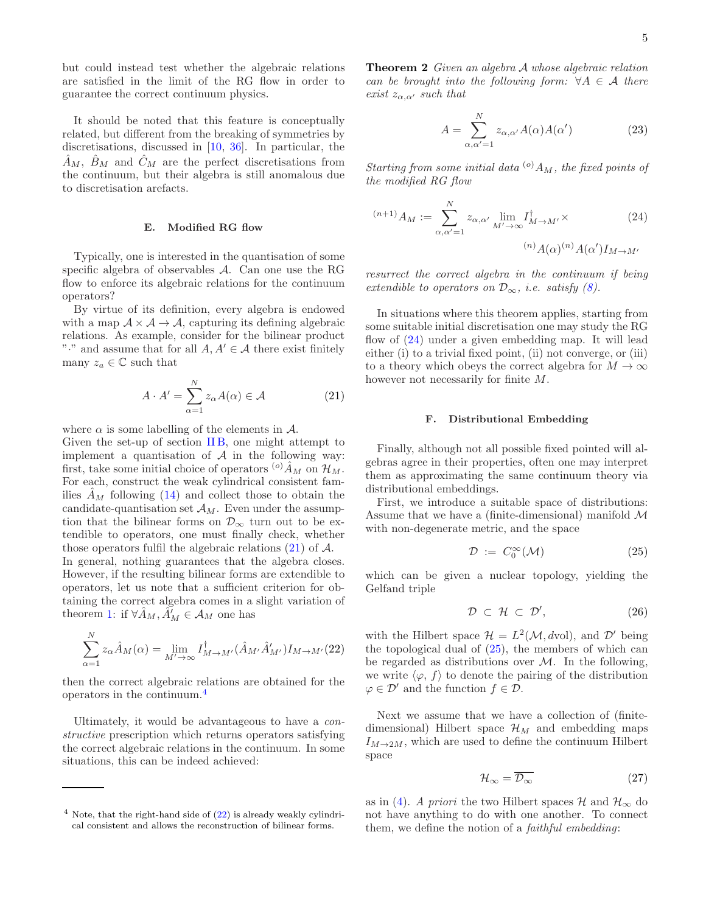but could instead test whether the algebraic relations are satisfied in the limit of the RG flow in order to guarantee the correct continuum physics.

It should be noted that this feature is conceptually related, but different from the breaking of symmetries by discretisations, discussed in [10, 36]. In particular, the $\hat{A}_M$, $\hat{B}_M$ and $\hat{C}_M$ are the perfect discretisations from the continuum, but their algebra is still anomalous due to discretisation arefacts.

### E. Modified RG flow

Typically, one is interested in the quantisation of some specific algebra of observables $\mathcal{A}$. Can one use the RG flow to enforce its algebraic relations for the continuum operators?

By virtue of its definition, every algebra is endowed with a map $\mathcal{A} \times \mathcal{A} \to \mathcal{A}$, capturing its defining algebraic relations. As example, consider for the bilinear product "$\cdot$" and assume that for all $A, A' \in \mathcal{A}$ there exist finitely many $z_a \in \mathbb{C}$ such that

$$A \cdot A' = \sum_{\alpha=1}^{N} z_\alpha A(\alpha) \in \mathcal{A} \tag{21}$$

where $\alpha$ is some labelling of the elements in $\mathcal{A}$.
Given the set-up of section II B, one might attempt to implement a quantisation of $\mathcal{A}$ in the following way: first, take some initial choice of operators ${}^{(o)}\hat{A}_M$ on $\mathcal{H}_M$. For each, construct the weak cylindrical consistent families $\hat{A}_M$ following (14) and collect those to obtain the candidate-quantisation set $\mathcal{A}_M$. Even under the assumption that the bilinear forms on $\mathcal{D}_\infty$ turn out to be extendible to operators, one must finally check, whether those operators fulfil the algebraic relations (21) of $\mathcal{A}$.
In general, nothing guarantees that the algebra closes. However, if the resulting bilinear forms are extendible to operators, let us note that a sufficient criterion for obtaining the correct algebra comes in a slight variation of theorem 1: if $\forall \hat{A}_M, \hat{A}'_M \in \mathcal{A}_M$ one has

$$\sum_{\alpha=1}^{N} z_\alpha \hat{A}_M(\alpha) = \lim_{M' \to \infty} I^\dagger_{M \to M'}(\hat{A}_{M'} \hat{A}'_{M'}) I_{M \to M'} \tag{22}$$

then the correct algebraic relations are obtained for the operators in the continuum.[4]

Ultimately, it would be advantageous to have a *constructive* prescription which returns operators satisfying the correct algebraic relations in the continuum. In some situations, this can be indeed achieved:

[4] Note, that the right-hand side of (22) is already weakly cylindrical consistent and allows the reconstruction of bilinear forms.

**Theorem 2** *Given an algebra $\mathcal{A}$ whose algebraic relation can be brought into the following form: $\forall A \in \mathcal{A}$ there exist $z_{\alpha,\alpha'}$ such that*

$$A = \sum_{\alpha,\alpha'=1}^{N} z_{\alpha,\alpha'} A(\alpha) A(\alpha') \tag{23}$$

*Starting from some initial data ${}^{(o)}A_M$, the fixed points of the modified RG flow*

$$ {}^{(n+1)}A_M := \sum_{\alpha,\alpha'=1}^{N} z_{\alpha,\alpha'} \lim_{M' \to \infty} I^\dagger_{M \to M'} \times {}^{(n)}A(\alpha) {}^{(n)}A(\alpha') I_{M \to M'} \tag{24}$$

*resurrect the correct algebra in the continuum if being extendible to operators on $\mathcal{D}_\infty$, i.e. satisfy (8).*

In situations where this theorem applies, starting from some suitable initial discretisation one may study the RG flow of (24) under a given embedding map. It will lead either (i) to a trivial fixed point, (ii) not converge, or (iii) to a theory which obeys the correct algebra for $M \to \infty$ however not necessarily for finite $M$.

### F. Distributional Embedding

Finally, although not all possible fixed pointed will algebras agree in their properties, often one may interpret them as approximating the same continuum theory via distributional embeddings.

First, we introduce a suitable space of distributions: Assume that we have a (finite-dimensional) manifold $\mathcal{M}$ with non-degenerate metric, and the space

$$\mathcal{D} := C_0^\infty(\mathcal{M}) \tag{25}$$

which can be given a nuclear topology, yielding the Gelfand triple

$$\mathcal{D} \subset \mathcal{H} \subset \mathcal{D}', \tag{26}$$

with the Hilbert space $\mathcal{H} = L^2(\mathcal{M}, d\text{vol})$, and $\mathcal{D}'$ being the topological dual of (25), the members of which can be regarded as distributions over $\mathcal{M}$. In the following, we write $\langle \varphi, f \rangle$ to denote the pairing of the distribution $\varphi \in \mathcal{D}'$ and the function $f \in \mathcal{D}$.

Next we assume that we have a collection of (finite-dimensional) Hilbert space $\mathcal{H}_M$ and embedding maps $I_{M \to 2M}$, which are used to define the continuum Hilbert space

$$\mathcal{H}_\infty = \overline{\mathcal{D}_\infty} \tag{27}$$

as in (4). *A priori* the two Hilbert spaces $\mathcal{H}$ and $\mathcal{H}_\infty$ do not have anything to do with one another. To connect them, we define the notion of a *faithful embedding*: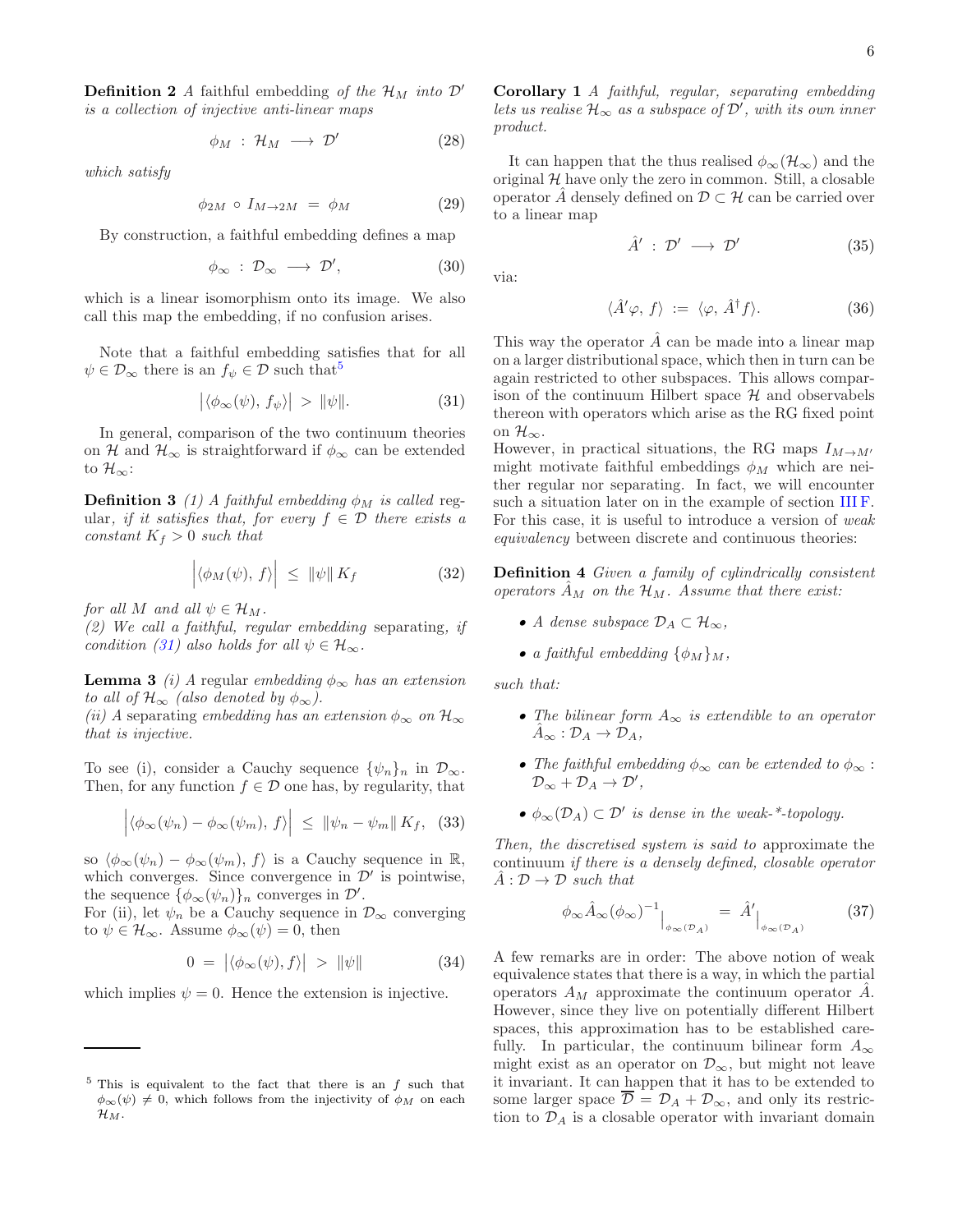**Definition 2** *A faithful embedding of the $\mathcal{H}_M$ into $\mathcal{D}'$ is a collection of injective anti-linear maps*

$$\phi_M \;:\; \mathcal{H}_M \longrightarrow \mathcal{D}' \tag{28}$$

*which satisfy*

$$\phi_{2M} \circ I_{M\to 2M} \;=\; \phi_M \tag{29}$$

By construction, a faithful embedding defines a map

$$\phi_\infty \;:\; \mathcal{D}_\infty \longrightarrow \mathcal{D}', \tag{30}$$

which is a linear isomorphism onto its image. We also call this map the embedding, if no confusion arises.

Note that a faithful embedding satisfies that for all $\psi \in \mathcal{D}_\infty$ there is an $f_\psi \in \mathcal{D}$ such that[5]

$$\big|\langle \phi_\infty(\psi),\, f_\psi\rangle\big| \;>\; \|\psi\|. \tag{31}$$

In general, comparison of the two continuum theories on $\mathcal{H}$ and $\mathcal{H}_\infty$ is straightforward if $\phi_\infty$ can be extended to $\mathcal{H}_\infty$:

**Definition 3** *(1) A faithful embedding $\phi_M$ is called* regular*, if it satisfies that, for every $f \in \mathcal{D}$ there exists a constant $K_f > 0$ such that*

$$\Big|\langle \phi_M(\psi),\, f\rangle\Big| \;\leq\; \|\psi\|\, K_f \tag{32}$$

*for all $M$ and all $\psi \in \mathcal{H}_M$.*
*(2) We call a faithful, regular embedding* separating*, if condition (31) also holds for all $\psi \in \mathcal{H}_\infty$.*

**Lemma 3** *(i) A* regular *embedding $\phi_\infty$ has an extension to all of $\mathcal{H}_\infty$ (also denoted by $\phi_\infty$).*
*(ii) A* separating *embedding has an extension $\phi_\infty$ on $\mathcal{H}_\infty$ that is injective.*

To see (i), consider a Cauchy sequence $\{\psi_n\}_n$ in $\mathcal{D}_\infty$. Then, for any function $f \in \mathcal{D}$ one has, by regularity, that

$$\Big|\langle \phi_\infty(\psi_n) - \phi_\infty(\psi_m),\, f\rangle\Big| \;\leq\; \|\psi_n - \psi_m\|\, K_f, \tag{33}$$

so $\langle \phi_\infty(\psi_n) - \phi_\infty(\psi_m),\, f\rangle$ is a Cauchy sequence in $\mathbb{R}$, which converges. Since convergence in $\mathcal{D}'$ is pointwise, the sequence $\{\phi_\infty(\psi_n)\}_n$ converges in $\mathcal{D}'$.
For (ii), let $\psi_n$ be a Cauchy sequence in $\mathcal{D}_\infty$ converging to $\psi \in \mathcal{H}_\infty$. Assume $\phi_\infty(\psi) = 0$, then

$$0 \;=\; \big|\langle \phi_\infty(\psi), f\rangle\big| \;>\; \|\psi\| \tag{34}$$

which implies $\psi = 0$. Hence the extension is injective.

**Corollary 1** *A faithful, regular, separating embedding lets us realise $\mathcal{H}_\infty$ as a subspace of $\mathcal{D}'$, with its own inner product.*

It can happen that the thus realised $\phi_\infty(\mathcal{H}_\infty)$ and the original $\mathcal{H}$ have only the zero in common. Still, a closable operator $\hat{A}$ densely defined on $\mathcal{D} \subset \mathcal{H}$ can be carried over to a linear map

$$\hat{A}' \;:\; \mathcal{D}' \longrightarrow \mathcal{D}' \tag{35}$$

via:

$$\langle \hat{A}'\varphi,\, f\rangle \;:=\; \langle \varphi,\, \hat{A}^\dagger f\rangle. \tag{36}$$

This way the operator $\hat{A}$ can be made into a linear map on a larger distributional space, which then in turn can be again restricted to other subspaces. This allows comparison of the continuum Hilbert space $\mathcal{H}$ and observables thereon with operators which arise as the RG fixed point on $\mathcal{H}_\infty$.
However, in practical situations, the RG maps $I_{M\to M'}$ might motivate faithful embeddings $\phi_M$ which are neither regular nor separating. In fact, we will encounter such a situation later on in the example of section III F. For this case, it is useful to introduce a version of *weak equivalency* between discrete and continuous theories:

**Definition 4** *Given a family of cylindrically consistent operators $\hat{A}_M$ on the $\mathcal{H}_M$. Assume that there exist:*

- *A dense subspace $\mathcal{D}_A \subset \mathcal{H}_\infty$,*
- *a faithful embedding $\{\phi_M\}_M$,*

*such that:*

- *The bilinear form $A_\infty$ is extendible to an operator $\hat{A}_\infty : \mathcal{D}_A \to \mathcal{D}_A$,*
- *The faithful embedding $\phi_\infty$ can be extended to $\phi_\infty : \mathcal{D}_\infty + \mathcal{D}_A \to \mathcal{D}'$,*
- *$\phi_\infty(\mathcal{D}_A) \subset \mathcal{D}'$ is dense in the weak-\*-topology.*

*Then, the discretised system is said to* approximate *the continuum if there is a densely defined, closable operator $\hat{A} : \mathcal{D} \to \mathcal{D}$ such that*

$$\phi_\infty \hat{A}_\infty (\phi_\infty)^{-1}\Big|_{\phi_\infty(\mathcal{D}_A)} \;=\; \hat{A}'\Big|_{\phi_\infty(\mathcal{D}_A)} \tag{37}$$

A few remarks are in order: The above notion of weak equivalence states that there is a way, in which the partial operators $A_M$ approximate the continuum operator $\hat{A}$. However, since they live on potentially different Hilbert spaces, this approximation has to be established carefully. In particular, the continuum bilinear form $A_\infty$ might exist as an operator on $\mathcal{D}_\infty$, but might not leave it invariant. It can happen that it has to be extended to some larger space $\overline{\mathcal{D}} = \mathcal{D}_A + \mathcal{D}_\infty$, and only its restriction to $\mathcal{D}_A$ is a closable operator with invariant domain

[5] This is equivalent to the fact that there is an $f$ such that $\phi_\infty(\psi) \neq 0$, which follows from the injectivity of $\phi_M$ on each $\mathcal{H}_M$.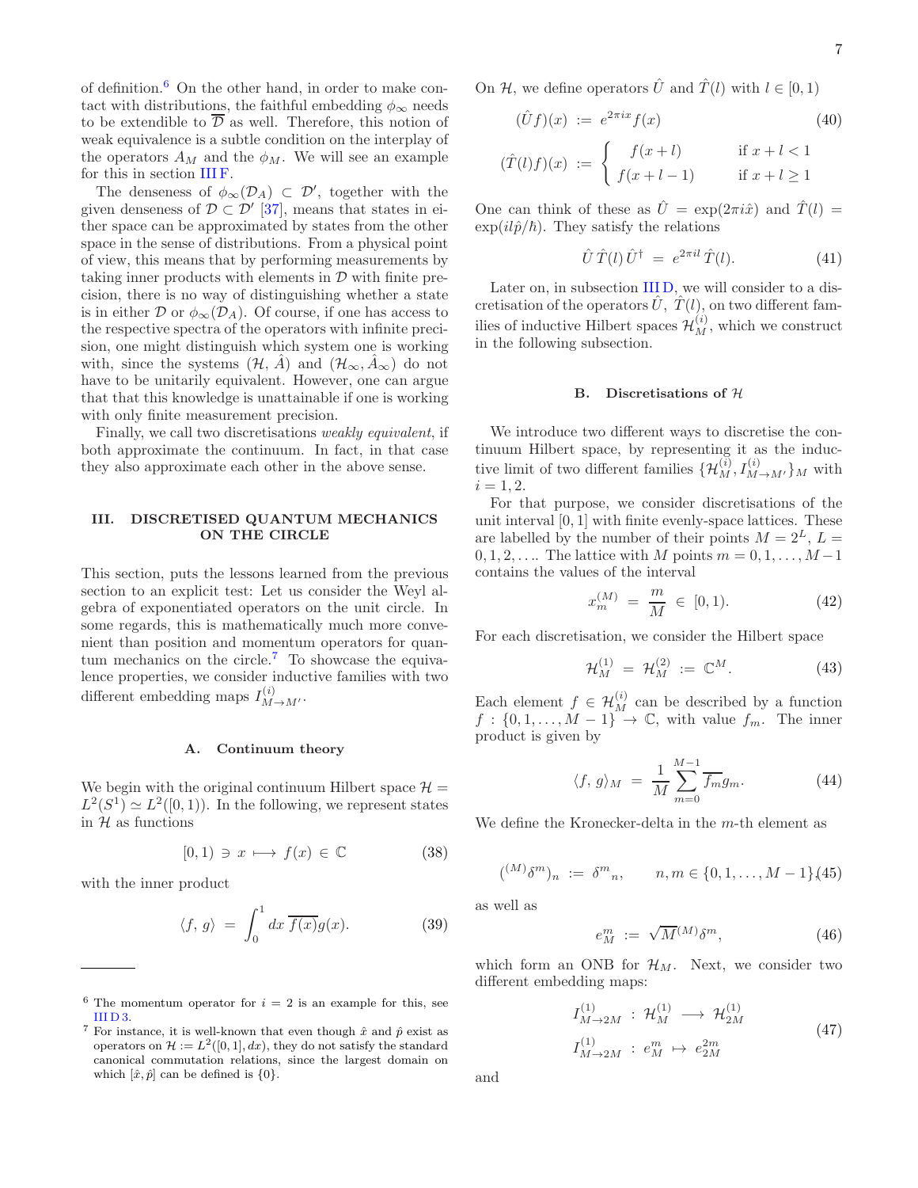of definition.[6] On the other hand, in order to make contact with distributions, the faithful embedding $\phi_\infty$ needs to be extendible to $\overline{\mathcal{D}}$ as well. Therefore, this notion of weak equivalence is a subtle condition on the interplay of the operators $A_M$ and the $\phi_M$. We will see an example for this in section III F.

The denseness of $\phi_\infty(\mathcal{D}_A) \subset \mathcal{D}'$, together with the given denseness of $\mathcal{D} \subset \mathcal{D}'$ [37], means that states in either space can be approximated by states from the other space in the sense of distributions. From a physical point of view, this means that by performing measurements by taking inner products with elements in $\mathcal{D}$ with finite precision, there is no way of distinguishing whether a state is in either $\mathcal{D}$ or $\phi_\infty(\mathcal{D}_A)$. Of course, if one has access to the respective spectra of the operators with infinite precision, one might distinguish which system one is working with, since the systems $(\mathcal{H}, \hat{A})$ and $(\mathcal{H}_\infty, \hat{A}_\infty)$ do not have to be unitarily equivalent. However, one can argue that that this knowledge is unattainable if one is working with only finite measurement precision.

Finally, we call two discretisations *weakly equivalent*, if both approximate the continuum. In fact, in that case they also approximate each other in the above sense.

## III. DISCRETISED QUANTUM MECHANICS ON THE CIRCLE

This section, puts the lessons learned from the previous section to an explicit test: Let us consider the Weyl algebra of exponentiated operators on the unit circle. In some regards, this is mathematically much more convenient than position and momentum operators for quantum mechanics on the circle.[7] To showcase the equivalence properties, we consider inductive families with two different embedding maps $I^{(i)}_{M\to M'}$.

### A. Continuum theory

We begin with the original continuum Hilbert space $\mathcal{H} = L^2(S^1) \simeq L^2([0,1))$. In the following, we represent states in $\mathcal{H}$ as functions

$$[0,1) \ni x \longmapsto f(x) \in \mathbb{C} \tag{38}$$

with the inner product

$$\langle f,\, g\rangle \;=\; \int_0^1 dx\, \overline{f(x)} g(x). \tag{39}$$

[6] The momentum operator for $i = 2$ is an example for this, see III D 3.

[7] For instance, it is well-known that even though $\hat{x}$ and $\hat{p}$ exist as operators on $\mathcal{H} := L^2([0,1], dx)$, they do not satisfy the standard canonical commutation relations, since the largest domain on which $[\hat{x}, \hat{p}]$ can be defined is $\{0\}$.

On $\mathcal{H}$, we define operators $\hat{U}$ and $\hat{T}(l)$ with $l \in [0,1)$

$$(\hat{U}f)(x) \;:=\; e^{2\pi i x} f(x) \tag{40}$$

$$(\hat{T}(l)f)(x) \;:=\; \begin{cases} f(x+l) & \text{if } x+l<1 \\ f(x+l-1) & \text{if } x+l \geq 1 \end{cases}$$

One can think of these as $\hat{U} = \exp(2\pi i \hat{x})$ and $\hat{T}(l) = \exp(il\hat{p}/\hbar)$. They satisfy the relations

$$\hat{U}\,\hat{T}(l)\,\hat{U}^\dagger \;=\; e^{2\pi i l}\,\hat{T}(l). \tag{41}$$

Later on, in subsection III D, we will consider to a discretisation of the operators $\hat{U}$, $\hat{T}(l)$, on two different families of inductive Hilbert spaces $\mathcal{H}^{(i)}_M$, which we construct in the following subsection.

### B. Discretisations of $\mathcal{H}$

We introduce two different ways to discretise the continuum Hilbert space, by representing it as the inductive limit of two different families $\{\mathcal{H}^{(i)}_M, I^{(i)}_{M\to M'}\}_M$ with $i = 1, 2$.

For that purpose, we consider discretisations of the unit interval $[0,1]$ with finite evenly-space lattices. These are labelled by the number of their points $M = 2^L$, $L = 0, 1, 2, \ldots$. The lattice with $M$ points $m = 0, 1, \ldots, M-1$ contains the values of the interval

$$x^{(M)}_m \;=\; \frac{m}{M} \;\in\; [0,1). \tag{42}$$

For each discretisation, we consider the Hilbert space

$$\mathcal{H}^{(1)}_M \;=\; \mathcal{H}^{(2)}_M \;:=\; \mathbb{C}^M. \tag{43}$$

Each element $f \in \mathcal{H}^{(i)}_M$ can be described by a function $f : \{0, 1, \ldots, M-1\} \to \mathbb{C}$, with value $f_m$. The inner product is given by

$$\langle f,\, g\rangle_M \;=\; \frac{1}{M}\sum_{m=0}^{M-1} \overline{f_m} g_m. \tag{44}$$

We define the Kronecker-delta in the $m$-th element as

$$({}^{(M)}\delta^m)_n \;:=\; \delta^m{}_n, \qquad n, m \in \{0, 1, \ldots, M-1\} \tag{45}$$

as well as

$$e^m_M \;:=\; \sqrt{M}\,{}^{(M)}\delta^m, \tag{46}$$

which form an ONB for $\mathcal{H}_M$. Next, we consider two different embedding maps:

$$\begin{aligned} I^{(1)}_{M\to 2M} \;&:\; \mathcal{H}^{(1)}_M \;\longrightarrow\; \mathcal{H}^{(1)}_{2M} \\ I^{(1)}_{M\to 2M} \;&:\; e^m_M \;\mapsto\; e^{2m}_{2M} \end{aligned} \tag{47}$$

and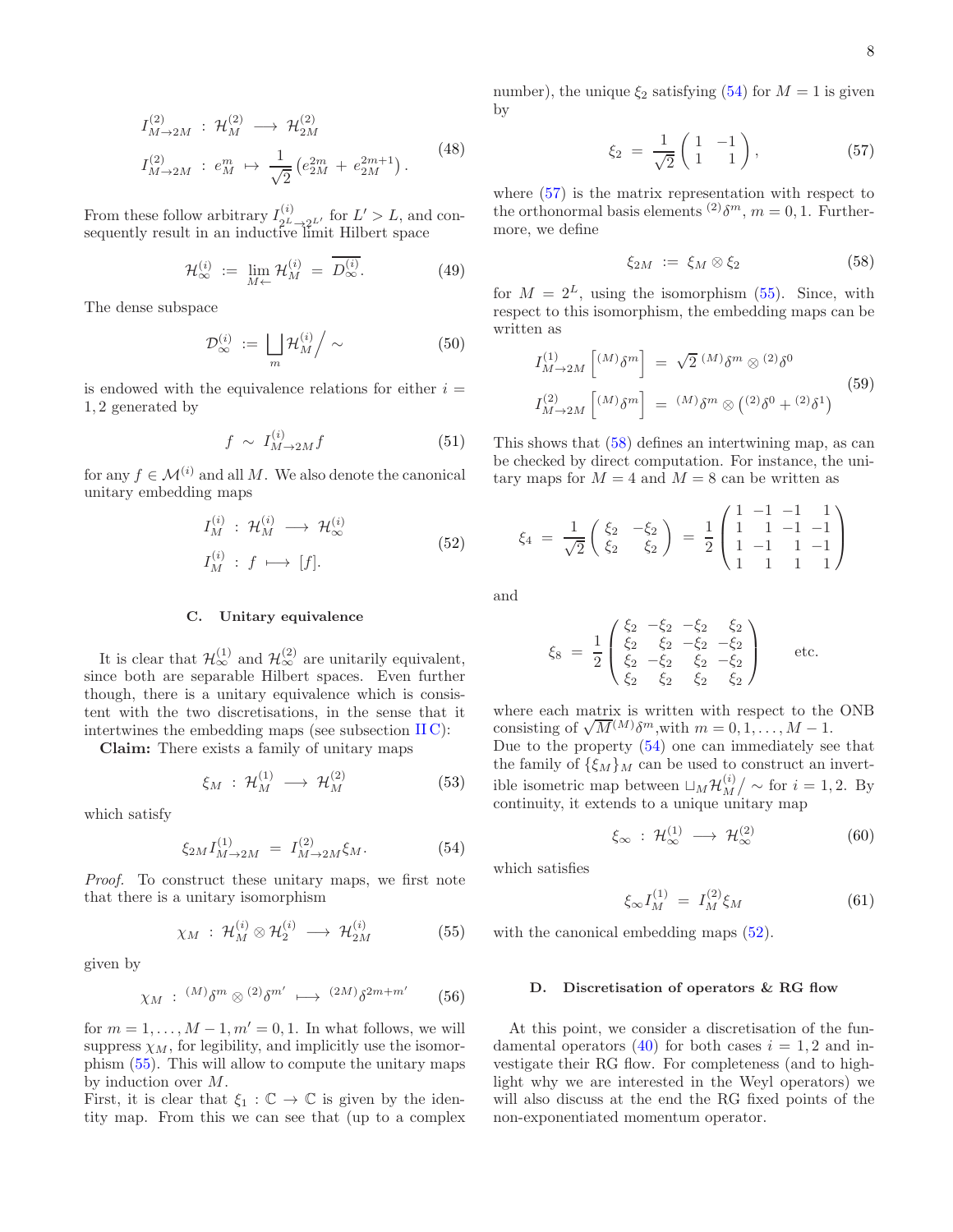$$
\begin{aligned}
I^{(2)}_{M\to 2M} &: \mathcal{H}^{(2)}_M \longrightarrow \mathcal{H}^{(2)}_{2M} \\
I^{(2)}_{M\to 2M} &: e^m_M \mapsto \frac{1}{\sqrt{2}}\left(e^{2m}_{2M} + e^{2m+1}_{2M}\right).
\end{aligned} \tag{48}
$$

From these follow arbitrary $I^{(i)}_{2^L\to 2^{L'}}$ for $L' > L$, and consequently result in an inductive limit Hilbert space

$$
\mathcal{H}^{(i)}_\infty := \lim_{M\leftarrow} \mathcal{H}^{(i)}_M = \overline{D^{(i)}_\infty}. \tag{49}
$$

The dense subspace

$$
\mathcal{D}^{(i)}_\infty := \bigsqcup_m \mathcal{H}^{(i)}_M \Big/ \sim \tag{50}
$$

is endowed with the equivalence relations for either $i = 1, 2$ generated by

$$
f \sim I^{(i)}_{M\to 2M} f \tag{51}
$$

for any $f \in \mathcal{M}^{(i)}$ and all $M$. We also denote the canonical unitary embedding maps

$$
\begin{aligned}
I^{(i)}_M &: \mathcal{H}^{(i)}_M \longrightarrow \mathcal{H}^{(i)}_\infty \\
I^{(i)}_M &: f \longmapsto [f].
\end{aligned} \tag{52}
$$

### C. Unitary equivalence

It is clear that $\mathcal{H}^{(1)}_\infty$ and $\mathcal{H}^{(2)}_\infty$ are unitarily equivalent, since both are separable Hilbert spaces. Even further though, there is a unitary equivalence which is consistent with the two discretisations, in the sense that it intertwines the embedding maps (see subsection II C):

**Claim:** There exists a family of unitary maps

$$
\xi_M : \mathcal{H}^{(1)}_M \longrightarrow \mathcal{H}^{(2)}_M \tag{53}
$$

which satisfy

$$
\xi_{2M} I^{(1)}_{M\to 2M} = I^{(2)}_{M\to 2M} \xi_M. \tag{54}
$$

*Proof.* To construct these unitary maps, we first note that there is a unitary isomorphism

$$
\chi_M : \mathcal{H}^{(i)}_M \otimes \mathcal{H}^{(i)}_2 \longrightarrow \mathcal{H}^{(i)}_{2M} \tag{55}
$$

given by

$$
\chi_M : {}^{(M)}\delta^m \otimes {}^{(2)}\delta^{m'} \longmapsto {}^{(2M)}\delta^{2m+m'} \tag{56}
$$

for $m = 1, \ldots, M-1, m' = 0, 1$. In what follows, we will suppress $\chi_M$, for legibility, and implicitly use the isomorphism (55). This will allow to compute the unitary maps by induction over $M$.
First, it is clear that $\xi_1 : \mathbb{C} \to \mathbb{C}$ is given by the identity map. From this we can see that (up to a complex number), the unique $\xi_2$ satisfying (54) for $M = 1$ is given by

$$
\xi_2 = \frac{1}{\sqrt{2}} \begin{pmatrix} 1 & -1 \\ 1 & 1 \end{pmatrix}, \tag{57}
$$

where (57) is the matrix representation with respect to the orthonormal basis elements ${}^{(2)}\delta^m$, $m = 0, 1$. Furthermore, we define

$$
\xi_{2M} := \xi_M \otimes \xi_2 \tag{58}
$$

for $M = 2^L$, using the isomorphism (55). Since, with respect to this isomorphism, the embedding maps can be written as

$$
\begin{aligned}
I^{(1)}_{M\to 2M}\left[{}^{(M)}\delta^m\right] &= \sqrt{2}\, {}^{(M)}\delta^m \otimes {}^{(2)}\delta^0 \\
I^{(2)}_{M\to 2M}\left[{}^{(M)}\delta^m\right] &= {}^{(M)}\delta^m \otimes \left({}^{(2)}\delta^0 + {}^{(2)}\delta^1\right)
\end{aligned} \tag{59}
$$

This shows that (58) defines an intertwining map, as can be checked by direct computation. For instance, the unitary maps for $M = 4$ and $M = 8$ can be written as

$$
\xi_4 = \frac{1}{\sqrt{2}} \begin{pmatrix} \xi_2 & -\xi_2 \\ \xi_2 & \xi_2 \end{pmatrix} = \frac{1}{2} \begin{pmatrix} 1 & -1 & -1 & 1 \\ 1 & 1 & -1 & -1 \\ 1 & -1 & 1 & -1 \\ 1 & 1 & 1 & 1 \end{pmatrix}
$$

and

$$
\xi_8 = \frac{1}{2} \begin{pmatrix} \xi_2 & -\xi_2 & -\xi_2 & \xi_2 \\ \xi_2 & \xi_2 & -\xi_2 & -\xi_2 \\ \xi_2 & -\xi_2 & \xi_2 & -\xi_2 \\ \xi_2 & \xi_2 & \xi_2 & \xi_2 \end{pmatrix} \qquad \text{etc.}
$$

where each matrix is written with respect to the ONB consisting of $\sqrt{M}\,{}^{(M)}\delta^m$,with $m = 0, 1, \ldots, M-1$.
Due to the property (54) one can immediately see that the family of $\{\xi_M\}_M$ can be used to construct an invertible isometric map between $\sqcup_M \mathcal{H}^{(i)}_M / \sim$ for $i = 1, 2$. By continuity, it extends to a unique unitary map

$$
\xi_\infty : \mathcal{H}^{(1)}_\infty \longrightarrow \mathcal{H}^{(2)}_\infty \tag{60}
$$

which satisfies

$$
\xi_\infty I^{(1)}_M = I^{(2)}_M \xi_M \tag{61}
$$

with the canonical embedding maps (52).

### D. Discretisation of operators & RG flow

At this point, we consider a discretisation of the fundamental operators (40) for both cases $i = 1, 2$ and investigate their RG flow. For completeness (and to highlight why we are interested in the Weyl operators) we will also discuss at the end the RG fixed points of the non-exponentiated momentum operator.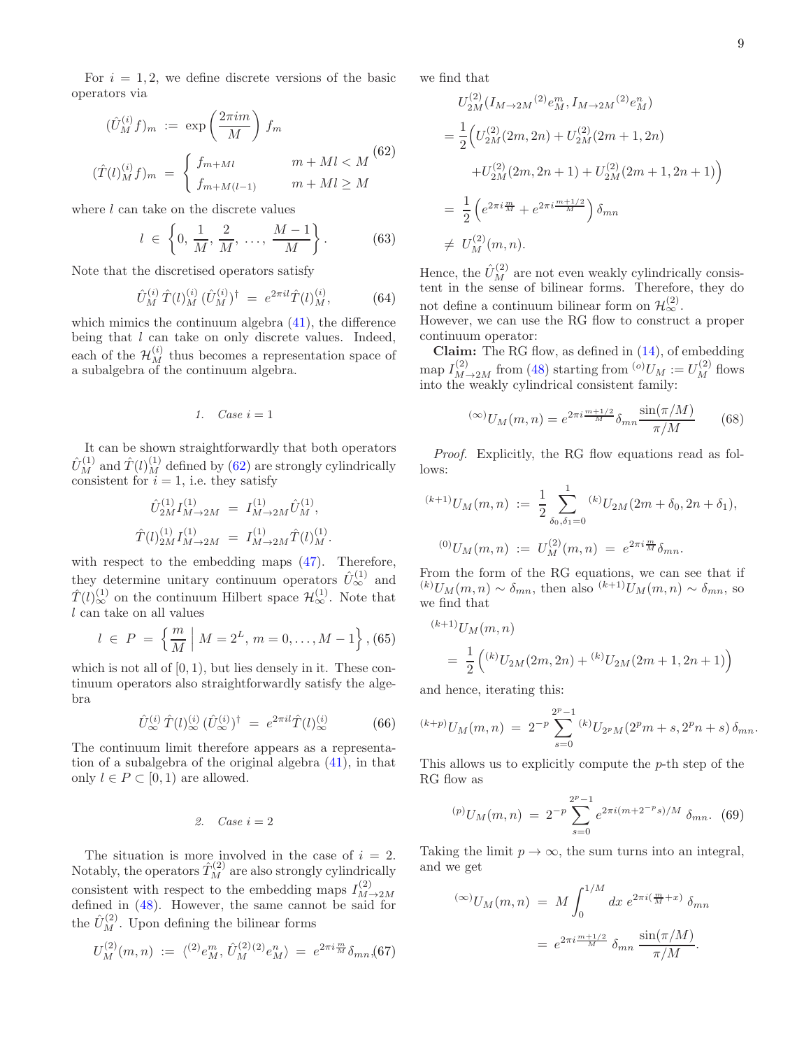For $i = 1, 2$, we define discrete versions of the basic operators via

$$
\begin{aligned}
(\hat{U}_M^{(i)} f)_m &:= \exp\left(\frac{2\pi i m}{M}\right) f_m \\
(\hat{T}(l)_M^{(i)} f)_m &= \begin{cases} f_{m+Ml} & m + Ml < M \\ f_{m+M(l-1)} & m + Ml \geq M \end{cases}
\end{aligned}
\tag{62}
$$

where $l$ can take on the discrete values

$$
l \in \left\{0, \frac{1}{M}, \frac{2}{M}, \ldots, \frac{M-1}{M}\right\}. \tag{63}
$$

Note that the discretised operators satisfy

$$
\hat{U}_M^{(i)} \hat{T}(l)_M^{(i)} (\hat{U}_M^{(i)})^\dagger = e^{2\pi i l} \hat{T}(l)_M^{(i)}, \tag{64}
$$

which mimics the continuum algebra (41), the difference being that $l$ can take on only discrete values. Indeed, each of the $\mathcal{H}_M^{(i)}$ thus becomes a representation space of a subalgebra of the continuum algebra.

#### 1. Case $i = 1$

It can be shown straightforwardly that both operators $\hat{U}_M^{(1)}$ and $\hat{T}(l)_M^{(1)}$ defined by (62) are strongly cylindrically consistent for $i = 1$, i.e. they satisfy

$$
\begin{aligned}
\hat{U}_{2M}^{(1)} I_{M\to 2M}^{(1)} &= I_{M\to 2M}^{(1)} \hat{U}_M^{(1)}, \\
\hat{T}(l)_{2M}^{(1)} I_{M\to 2M}^{(1)} &= I_{M\to 2M}^{(1)} \hat{T}(l)_M^{(1)}.
\end{aligned}
$$

with respect to the embedding maps (47). Therefore, they determine unitary continuum operators $\hat{U}_\infty^{(1)}$ and $\hat{T}(l)_\infty^{(1)}$ on the continuum Hilbert space $\mathcal{H}_\infty^{(1)}$. Note that $l$ can take on all values

$$
l \in P = \left\{ \frac{m}{M} \;\middle|\; M = 2^L,\, m = 0, \ldots, M-1 \right\}, \tag{65}
$$

which is not all of $[0, 1)$, but lies densely in it. These continuum operators also straightforwardly satisfy the algebra

$$
\hat{U}_\infty^{(i)} \hat{T}(l)_\infty^{(i)} (\hat{U}_\infty^{(i)})^\dagger = e^{2\pi i l} \hat{T}(l)_\infty^{(i)} \tag{66}
$$

The continuum limit therefore appears as a representation of a subalgebra of the original algebra (41), in that only $l \in P \subset [0, 1)$ are allowed.

#### 2. Case $i = 2$

The situation is more involved in the case of $i = 2$. Notably, the operators $\hat{T}_M^{(2)}$ are also strongly cylindrically consistent with respect to the embedding maps $I_{M\to 2M}^{(2)}$ defined in (48). However, the same cannot be said for the $\hat{U}_M^{(2)}$. Upon defining the bilinear forms

$$
U_M^{(2)}(m, n) := \langle {}^{(2)}e_M^m, \hat{U}_M^{(2)}\,{}^{(2)}e_M^n \rangle = e^{2\pi i \frac{m}{M}} \delta_{mn}, \tag{67}
$$

we find that

$$
\begin{aligned}
& U_{2M}^{(2)}(I_{M\to 2M}\,{}^{(2)}e_M^m, I_{M\to 2M}\,{}^{(2)}e_M^n) \\
&= \frac{1}{2}\Big( U_{2M}^{(2)}(2m, 2n) + U_{2M}^{(2)}(2m+1, 2n) \\
&\quad + U_{2M}^{(2)}(2m, 2n+1) + U_{2M}^{(2)}(2m+1, 2n+1) \Big) \\
&= \frac{1}{2}\left( e^{2\pi i \frac{m}{M}} + e^{2\pi i \frac{m+1/2}{M}} \right) \delta_{mn} \\
&\neq U_M^{(2)}(m, n).
\end{aligned}
$$

Hence, the $\hat{U}_M^{(2)}$ are not even weakly cylindrically consistent in the sense of bilinear forms. Therefore, they do not define a continuum bilinear form on $\mathcal{H}_\infty^{(2)}$.
However, we can use the RG flow to construct a proper continuum operator:

**Claim:** The RG flow, as defined in (14), of embedding map $I_{M\to 2M}^{(2)}$ from (48) starting from ${}^{(o)}U_M := U_M^{(2)}$ flows into the weakly cylindrical consistent family:

$$
{}^{(\infty)}U_M(m, n) = e^{2\pi i \frac{m+1/2}{M}} \delta_{mn} \frac{\sin(\pi/M)}{\pi/M} \tag{68}
$$

*Proof.* Explicitly, the RG flow equations read as follows:

$$
\begin{aligned}
{}^{(k+1)}U_M(m, n) &:= \frac{1}{2} \sum_{\delta_0, \delta_1 = 0}^{1} {}^{(k)}U_{2M}(2m + \delta_0, 2n + \delta_1), \\
{}^{(0)}U_M(m, n) &:= U_M^{(2)}(m, n) = e^{2\pi i \frac{m}{M}} \delta_{mn}.
\end{aligned}
$$

From the form of the RG equations, we can see that if ${}^{(k)}U_M(m, n) \sim \delta_{mn}$, then also ${}^{(k+1)}U_M(m, n) \sim \delta_{mn}$, so we find that

$$
\begin{aligned}
& {}^{(k+1)}U_M(m, n) \\
&= \frac{1}{2}\left( {}^{(k)}U_{2M}(2m, 2n) + {}^{(k)}U_{2M}(2m+1, 2n+1) \right)
\end{aligned}
$$

and hence, iterating this:

$$
{}^{(k+p)}U_M(m, n) = 2^{-p} \sum_{s=0}^{2^p - 1} {}^{(k)}U_{2^p M}(2^p m + s, 2^p n + s)\, \delta_{mn}.
$$

This allows us to explicitly compute the $p$-th step of the RG flow as

$$
{}^{(p)}U_M(m, n) = 2^{-p} \sum_{s=0}^{2^p - 1} e^{2\pi i (m + 2^{-p} s)/M}\, \delta_{mn}. \tag{69}
$$

Taking the limit $p \to \infty$, the sum turns into an integral, and we get

$$
\begin{aligned}
{}^{(\infty)}U_M(m, n) &= M \int_0^{1/M} dx\, e^{2\pi i (\frac{m}{M} + x)}\, \delta_{mn} \\
&= e^{2\pi i \frac{m+1/2}{M}}\, \delta_{mn}\, \frac{\sin(\pi/M)}{\pi/M}.
\end{aligned}
$$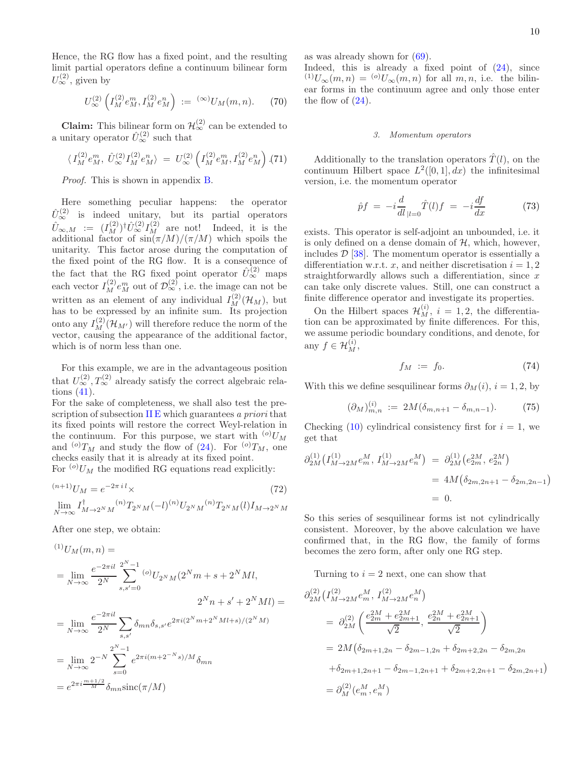Hence, the RG flow has a fixed point, and the resulting limit partial operators define a continuum bilinear form $U_\infty^{(2)}$, given by

$$U_\infty^{(2)}\left(I_M^{(2)}e_M^m, I_M^{(2)}e_M^n\right) \;:=\; {}^{(\infty)}U_M(m,n). \qquad (70)$$

**Claim:** This bilinear form on $\mathcal{H}_\infty^{(2)}$ can be extended to a unitary operator $\hat{U}_\infty^{(2)}$ such that

$$\langle\, I_M^{(2)}e_M^m,\, \hat{U}_\infty^{(2)} I_M^{(2)}e_M^n\rangle \;=\; U_\infty^{(2)}\left(I_M^{(2)}e_M^m, I_M^{(2)}e_M^n\right) \qquad (71)$$

*Proof.* This is shown in appendix B.

Here something peculiar happens: the operator $\hat{U}_\infty^{(2)}$ is indeed unitary, but its partial operators $\hat{U}_{\infty,M} := (I_M^{(2)})^\dagger \hat{U}_\infty^{(2)} I_M^{(2)}$ are not! Indeed, it is the additional factor of $\sin(\pi/M)/(\pi/M)$ which spoils the unitarity. This factor arose during the computation of the fixed point of the RG flow. It is a consequence of the fact that the RG fixed point operator $\hat{U}_\infty^{(2)}$ maps each vector $I_M^{(2)}e_M^m$ out of $\mathcal{D}_\infty^{(2)}$, i.e. the image can not be written as an element of any individual $I_M^{(2)}(\mathcal{H}_M)$, but has to be expressed by an infinite sum. Its projection onto any $I_M^{(2)}(\mathcal{H}_{M'})$ will therefore reduce the norm of the vector, causing the appearance of the additional factor, which is of norm less than one.

For this example, we are in the advantageous position that $U_\infty^{(2)}, T_\infty^{(2)}$ already satisfy the correct algebraic relations (41).
For the sake of completeness, we shall also test the prescription of subsection II E which guarantees *a priori* that its fixed points will restore the correct Weyl-relation in the continuum. For this purpose, we start with ${}^{(o)}U_M$ and ${}^{(o)}T_M$ and study the flow of (24). For ${}^{(o)}T_M$, one checks easily that it is already at its fixed point.
For ${}^{(o)}U_M$ the modified RG equations read explicitly:

$$ {}^{(n+1)}U_M = e^{-2\pi i\, l}\times \qquad (72)$$
$$\lim_{N\to\infty} I^\dagger_{M\to 2^N M}\, {}^{(n)}T_{2^N M}(-l)\, {}^{(n)}U_{2^N M}\, {}^{(n)}T_{2^N M}(l) I_{M\to 2^N M}$$

After one step, we obtain:

$$\begin{aligned}
&{}^{(1)}U_M(m,n) = \\
&= \lim_{N\to\infty}\frac{e^{-2\pi i l}}{2^N}\sum_{s,s'=0}^{2^N-1} {}^{(o)}U_{2^N M}(2^N m + s + 2^N M l, \\
&\qquad\qquad\qquad\qquad 2^N n + s' + 2^N M l) = \\
&= \lim_{N\to\infty}\frac{e^{-2\pi i l}}{2^N}\sum_{s,s'}\delta_{mn}\delta_{s,s'} e^{2\pi i(2^N m + 2^N M l + s)/(2^N M)} \\
&= \lim_{N\to\infty} 2^{-N}\sum_{s=0}^{2^N-1} e^{2\pi i(m+2^{-N}s)/M}\delta_{mn} \\
&= e^{2\pi i \frac{m+1/2}{M}}\delta_{mn}\,\mathrm{sinc}(\pi/M)
\end{aligned}$$

as was already shown for (69).
Indeed, this is already a fixed point of (24), since ${}^{(1)}U_\infty(m,n) = {}^{(o)}U_\infty(m,n)$ for all $m,n$, i.e. the bilinear forms in the continuum agree and only those enter the flow of (24).

### 3. Momentum operators

Additionally to the translation operators $\hat{T}(l)$, on the continuum Hilbert space $L^2([0,1],dx)$ the infinitesimal version, i.e. the momentum operator

$$\hat{p}f \;=\; -i\frac{d}{dl}_{|l=0}\hat{T}(l)f \;=\; -i\frac{df}{dx} \qquad (73)$$

exists. This operator is self-adjoint an unbounded, i.e. it is only defined on a dense domain of $\mathcal{H}$, which, however, includes $\mathcal{D}$ [38]. The momentum operator is essentially a differentiation w.r.t. $x$, and neither discretisation $i = 1,2$ straightforwardly allows such a differentiation, since $x$ can take only discrete values. Still, one can construct a finite difference operator and investigate its properties.

On the Hilbert spaces $\mathcal{H}_M^{(i)}$, $i = 1,2$, the differentiation can be approximated by finite differences. For this, we assume periodic boundary conditions, and denote, for any $f\in\mathcal{H}_M^{(i)}$,

$$f_M \;:=\; f_0. \qquad (74)$$

With this we define sesquilinear forms $\partial_M(i)$, $i = 1,2$, by

$$(\partial_M)^{(i)}_{m,n} \;:=\; 2M(\delta_{m,n+1} - \delta_{m,n-1}). \qquad (75)$$

Checking (10) cylindrical consistency first for $i = 1$, we get that

$$\begin{aligned}
\partial^{(1)}_{2M}\big(I^{(1)}_{M\to 2M}e_m^M,\, I^{(1)}_{M\to 2M}e_n^M\big) &= \partial^{(1)}_{2M}\big(e^{2M}_{2m}, e^{2M}_{2n}\big) \\
&= 4M\big(\delta_{2m,2n+1} - \delta_{2m,2n-1}\big) \\
&= 0.
\end{aligned}$$

So this series of sesquilinear forms ist not cylindrically consistent. Moreover, by the above calculation we have confirmed that, in the RG flow, the family of forms becomes the zero form, after only one RG step.

Turning to $i = 2$ next, one can show that

$$\begin{aligned}
&\partial^{(2)}_{2M}\big(I^{(2)}_{M\to 2M}e_m^M,\, I^{(2)}_{M\to 2M}e_n^M\big) \\
&= \partial^{(2)}_{2M}\left(\frac{e^{2M}_{2m}+e^{2M}_{2m+1}}{\sqrt{2}},\, \frac{e^{2M}_{2n}+e^{2M}_{2n+1}}{\sqrt{2}}\right) \\
&= 2M\big(\delta_{2m+1,2n} - \delta_{2m-1,2n} + \delta_{2m+2,2n} - \delta_{2m,2n} \\
&\quad + \delta_{2m+1,2n+1} - \delta_{2m-1,2n+1} + \delta_{2m+2,2n+1} - \delta_{2m,2n+1}\big) \\
&= \partial^{(2)}_M(e_m^M, e_n^M)
\end{aligned}$$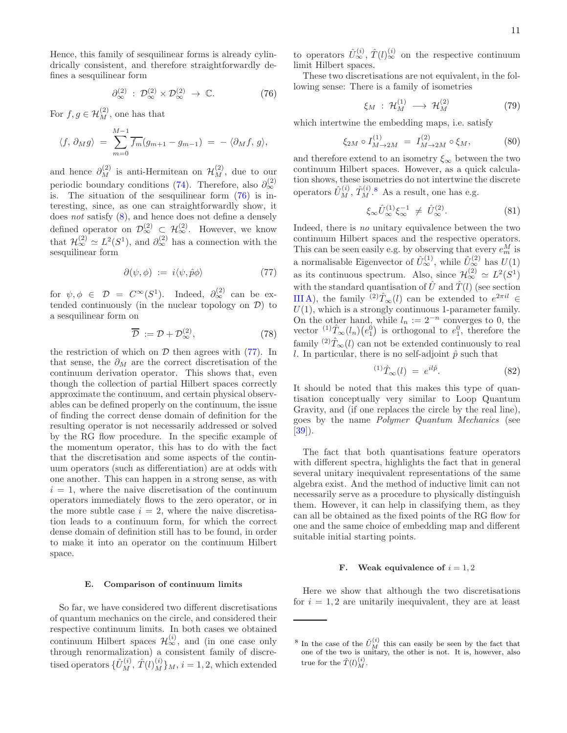Hence, this family of sesquilinear forms is already cylindrically consistent, and therefore straightforwardly defines a sesquilinear form

$$\partial_\infty^{(2)} \;:\; \mathcal{D}_\infty^{(2)} \times \mathcal{D}_\infty^{(2)} \;\to\; \mathbb{C}. \tag{76}$$

For $f, g \in \mathcal{H}_M^{(2)}$, one has that

$$\langle f,\, \partial_M g\rangle \;=\; \sum_{m=0}^{M-1} \overline{f_m}(g_{m+1} - g_{m-1}) \;=\; -\,\langle \partial_M f,\, g\rangle,$$

and hence $\partial_M^{(2)}$ is anti-Hermitean on $\mathcal{H}_M^{(2)}$, due to our periodic boundary conditions (74). Therefore, also $\partial_\infty^{(2)}$ is. The situation of the sesquilinear form (76) is interesting, since, as one can straightforwardly show, it does *not* satisfy (8), and hence does not define a densely defined operator on $\mathcal{D}_\infty^{(2)} \subset \mathcal{H}_\infty^{(2)}$. However, we know that $\mathcal{H}_\infty^{(2)} \simeq L^2(S^1)$, and $\partial_\infty^{(2)}$ has a connection with the sesquilinear form

$$\partial(\psi, \phi) \;:=\; i\langle \psi, \hat{p}\phi\rangle \tag{77}$$

for $\psi, \phi \;\in\; \mathcal{D} \;=\; C^\infty(S^1)$. Indeed, $\partial_\infty^{(2)}$ can be extended continuously (in the nuclear topology on $\mathcal{D}$) to a sesquilinear form on

$$\overline{\mathcal{D}} \;:=\; \mathcal{D} + \mathcal{D}_\infty^{(2)}, \tag{78}$$

the restriction of which on $\mathcal{D}$ then agrees with (77). In that sense, the $\partial_M$ are the correct discretisation of the continuum derivation operator. This shows that, even though the collection of partial Hilbert spaces correctly approximate the continuum, and certain physical observables can be defined properly on the continuum, the issue of finding the correct dense domain of definition for the resulting operator is not necessarily addressed or solved by the RG flow procedure. In the specific example of the momentum operator, this has to do with the fact that the discretisation and some aspects of the continuum operators (such as differentiation) are at odds with one another. This can happen in a strong sense, as with $i = 1$, where the naive discretisation of the continuum operators immediately flows to the zero operator, or in the more subtle case $i = 2$, where the naive discretisation leads to a continuum form, for which the correct dense domain of definition still has to be found, in order to make it into an operator on the continuum Hilbert space.

### E. Comparison of continuum limits

So far, we have considered two different discretisations of quantum mechanics on the circle, and considered their respective continuum limits. In both cases we obtained continuum Hilbert spaces $\mathcal{H}_\infty^{(i)}$, and (in one case only through renormalization) a consistent family of discretised operators $\{\hat{U}_M^{(i)},\, \hat{T}(l)_M^{(i)}\}_M$, $i = 1, 2$, which extended to operators $\hat{U}_\infty^{(i)}$, $\hat{T}(l)_\infty^{(i)}$ on the respective continuum limit Hilbert spaces.

These two discretisations are not equivalent, in the following sense: There is a family of isometries

$$\xi_M \;:\; \mathcal{H}_M^{(1)} \;\longrightarrow\; \mathcal{H}_M^{(2)} \tag{79}$$

which intertwine the embedding maps, i.e. satisfy

$$\xi_{2M} \circ I_{M\to 2M}^{(1)} \;=\; I_{M\to 2M}^{(2)} \circ \xi_M, \tag{80}$$

and therefore extend to an isometry $\xi_\infty$ between the two continuum Hilbert spaces. However, as a quick calculation shows, these isometries do not intertwine the discrete operators $\hat{U}_M^{(i)}$, $\hat{T}_M^{(i)}$.[8] As a result, one has e.g.

$$\xi_\infty \hat{U}_\infty^{(1)} \xi_\infty^{-1} \;\neq\; \hat{U}_\infty^{(2)}. \tag{81}$$

Indeed, there is *no* unitary equivalence between the two continuum Hilbert spaces and the respective operators. This can be seen easily e.g. by observing that every $e_m^M$ is a normalisable Eigenvector of $\hat{U}_\infty^{(1)}$, while $\hat{U}_\infty^{(2)}$ has $U(1)$ as its continuous spectrum. Also, since $\mathcal{H}_\infty^{(2)} \simeq L^2(S^1)$ with the standard quantisation of $\hat{U}$ and $\hat{T}(l)$ (see section III A), the family ${}^{(2)}\hat{T}_\infty(l)$ can be extended to $e^{2\pi i l} \in U(1)$, which is a strongly continuous 1-parameter family. On the other hand, while $l_n := 2^{-n}$ converges to 0, the vector ${}^{(1)}\hat{T}_\infty(l_n)\big(e_1^0\big)$ is orthogonal to $e_1^0$, therefore the family ${}^{(2)}\hat{T}_\infty(l)$ can not be extended continuously to real $l$. In particular, there is no self-adjoint $\hat{p}$ such that

$${}^{(1)}\hat{T}_\infty(l) \;=\; e^{il\hat{p}}. \tag{82}$$

It should be noted that this makes this type of quantisation conceptually very similar to Loop Quantum Gravity, and (if one replaces the circle by the real line), goes by the name *Polymer Quantum Mechanics* (see [39]).

The fact that both quantisations feature operators with different spectra, highlights the fact that in general several unitary inequivalent representations of the same algebra exist. And the method of inductive limit can not necessarily serve as a procedure to physically distinguish them. However, it can help in classifying them, as they can all be obtained as the fixed points of the RG flow for one and the same choice of embedding map and different suitable initial starting points.

### F. Weak equivalence of $i = 1, 2$

Here we show that although the two discretisations for $i = 1, 2$ are unitarily inequivalent, they are at least

[8] In the case of the $\hat{U}_M^{(i)}$ this can easily be seen by the fact that one of the two is unitary, the other is not. It is, however, also true for the $\hat{T}(l)_M^{(i)}$.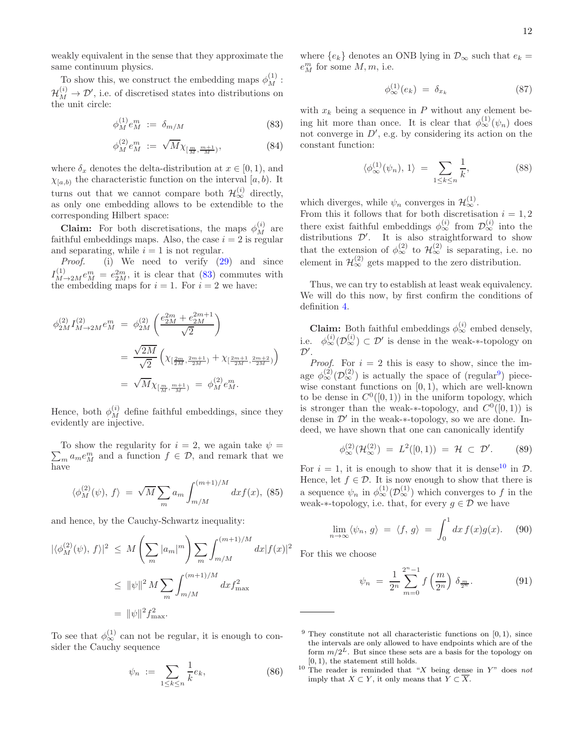weakly equivalent in the sense that they approximate the same continuum physics.

To show this, we construct the embedding maps $\phi_M^{(1)} : \mathcal{H}_M^{(i)} \to \mathcal{D}'$, i.e. of discretised states into distributions on the unit circle:

$$\phi_M^{(1)} e_M^m \;:=\; \delta_{m/M} \tag{83}$$

$$\phi_M^{(2)} e_M^m \;:=\; \sqrt{M}\chi_{[\frac{m}{M},\frac{m+1}{M})}, \tag{84}$$

where $\delta_x$ denotes the delta-distribution at $x \in [0,1)$, and $\chi_{[a,b)}$ the characteristic function on the interval $[a,b)$. It turns out that we cannot compare both $\mathcal{H}_\infty^{(i)}$ directly, as only one embedding allows to be extendible to the corresponding Hilbert space:

**Claim:** For both discretisations, the maps $\phi_M^{(i)}$ are faithful embeddings maps. Also, the case $i=2$ is regular and separating, while $i=1$ is not regular.

*Proof.* (i) We need to verify (29) and since $I_{M\to 2M}^{(1)} e_M^m = e_{2M}^{2m}$, it is clear that (83) commutes with the embedding maps for $i=1$. For $i=2$ we have:

$$\begin{aligned}
\phi_{2M}^{(2)} I_{M\to 2M}^{(2)} e_M^m \;&=\; \phi_{2M}^{(2)}\left(\frac{e_{2M}^{2m} + e_{2M}^{2m+1}}{\sqrt{2}}\right) \\
&=\; \frac{\sqrt{2M}}{\sqrt{2}}\left(\chi_{[\frac{2m}{2M},\frac{2m+1}{2M})} + \chi_{[\frac{2m+1}{2M},\frac{2m+2}{2M})}\right) \\
&=\; \sqrt{M}\chi_{[\frac{m}{M},\frac{m+1}{M})} \;=\; \phi_M^{(2)} e_M^m.
\end{aligned}$$

Hence, both $\phi_M^{(i)}$ define faithful embeddings, since they evidently are injective.

To show the regularity for $i=2$, we again take $\psi = \sum_m a_m e_M^m$ and a function $f \in \mathcal{D}$, and remark that we have

$$\langle \phi_M^{(2)}(\psi),\, f\rangle \;=\; \sqrt{M}\sum_m a_m \int_{m/M}^{(m+1)/M} dx f(x), \tag{85}$$

and hence, by the Cauchy-Schwartz inequality:

$$\begin{aligned}
|\langle \phi_M^{(2)}(\psi),\, f\rangle|^2 \;&\leq\; M\left(\sum_m |a_m|^m\right)\sum_m \int_{m/M}^{(m+1)/M} dx|f(x)|^2 \\
&\leq\; \|\psi\|^2\, M \sum_m \int_{m/M}^{(m+1)/M} dx f_{\max}^2 \\
&=\; \|\psi\|^2 f_{\max}^2.
\end{aligned}$$

To see that $\phi_\infty^{(1)}$ can not be regular, it is enough to consider the Cauchy sequence

$$\psi_n \;:=\; \sum_{1\leq k\leq n} \frac{1}{k} e_k, \tag{86}$$

where $\{e_k\}$ denotes an ONB lying in $\mathcal{D}_\infty$ such that $e_k = e_M^m$ for some $M, m$, i.e.

$$\phi_\infty^{(1)}(e_k) \;=\; \delta_{x_k} \tag{87}$$

with $x_k$ being a sequence in $P$ without any element being hit more than once. It is clear that $\phi_\infty^{(1)}(\psi_n)$ does not converge in $D'$, e.g. by considering its action on the constant function:

$$\langle \phi_\infty^{(1)}(\psi_n),\, 1\rangle \;=\; \sum_{1\leq k\leq n} \frac{1}{k}, \tag{88}$$

which diverges, while $\psi_n$ converges in $\mathcal{H}_\infty^{(1)}$.

From this it follows that for both discretisation $i=1,2$ there exist faithful embeddings $\phi_\infty^{(i)}$ from $\mathcal{D}_\infty^{(i)}$ into the distributions $\mathcal{D}'$. It is also straightforward to show that the extension of $\phi_\infty^{(2)}$ to $\mathcal{H}_\infty^{(2)}$ is separating, i.e. no element in $\mathcal{H}_\infty^{(2)}$ gets mapped to the zero distribution.

Thus, we can try to establish at least weak equivalency. We will do this now, by first confirm the conditions of definition 4.

**Claim:** Both faithful embeddings $\phi_\infty^{(i)}$ embed densely, i.e. $\phi_\infty^{(i)}(\mathcal{D}_\infty^{(i)}) \subset \mathcal{D}'$ is dense in the weak-$*$-topology on $\mathcal{D}'$.

*Proof.* For $i=2$ this is easy to show, since the image $\phi_\infty^{(2)}(\mathcal{D}_\infty^{(2)})$ is actually the space of (regular[9]) piecewise constant functions on $[0,1)$, which are well-known to be dense in $C^0([0,1))$ in the uniform topology, which is stronger than the weak-$*$-topology, and $C^0([0,1))$ is dense in $\mathcal{D}'$ in the weak-$*$-topology, so we are done. Indeed, we have shown that one can canonically identify

$$\phi_\infty^{(2)}(\mathcal{H}_\infty^{(2)}) \;=\; L^2([0,1)) \;=\; \mathcal{H} \;\subset\; \mathcal{D}'. \tag{89}$$

For $i=1$, it is enough to show that it is dense[10] in $\mathcal{D}$. Hence, let $f \in \mathcal{D}$. It is now enough to show that there is a sequence $\psi_n$ in $\phi_\infty^{(1)}(\mathcal{D}_\infty^{(1)})$ which converges to $f$ in the weak-$*$-topology, i.e. that, for every $g \in \mathcal{D}$ we have

$$\lim_{n\to\infty} \langle \psi_n,\, g\rangle \;=\; \langle f,\, g\rangle \;=\; \int_0^1 dx\, f(x)g(x). \tag{90}$$

For this we choose

$$\psi_n \;=\; \frac{1}{2^n}\sum_{m=0}^{2^n-1} f\left(\frac{m}{2^n}\right)\, \delta_{\frac{m}{2^n}}. \tag{91}$$

---

[9] They constitute not all characteristic functions on $[0,1)$, since the intervals are only allowed to have endpoints which are of the form $m/2^L$. But since these sets are a basis for the topology on $[0,1)$, the statement still holds.

[10] The reader is reminded that "$X$ being dense in $Y$" does *not* imply that $X \subset Y$, it only means that $Y \subset \overline{X}$.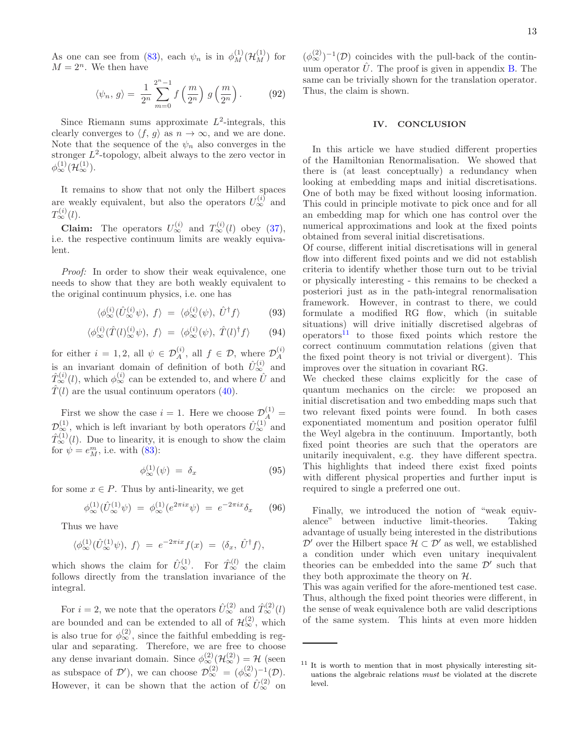As one can see from (83), each $\psi_n$ is in $\phi^{(1)}_M(\mathcal{H}^{(1)}_M)$ for $M = 2^n$. We then have

$$\langle \psi_n,\, g\rangle = \frac{1}{2^n}\sum_{m=0}^{2^n-1} f\left(\frac{m}{2^n}\right)\, g\left(\frac{m}{2^n}\right). \tag{92}$$

Since Riemann sums approximate $L^2$-integrals, this clearly converges to $\langle f,\, g\rangle$ as $n\to\infty$, and we are done. Note that the sequence of the $\psi_n$ also converges in the stronger $L^2$-topology, albeit always to the zero vector in $\phi^{(1)}_\infty(\mathcal{H}^{(1)}_\infty)$.

It remains to show that not only the Hilbert spaces are weakly equivalent, but also the operators $U^{(i)}_\infty$ and $T^{(i)}_\infty(l)$.

**Claim:** The operators $U^{(i)}_\infty$ and $T^{(i)}_\infty(l)$ obey (37), i.e. the respective continuum limits are weakly equivalent.

*Proof:* In order to show their weak equivalence, one needs to show that they are both weakly equivalent to the original continuum physics, i.e. one has

$$\langle \phi^{(i)}_\infty(\hat{U}^{(i)}_\infty\psi),\, f\rangle \;=\; \langle \phi^{(i)}_\infty(\psi),\, \hat{U}^\dagger f\rangle \tag{93}$$

$$\langle \phi^{(i)}_\infty(\hat{T}(l)^{(i)}_\infty\psi),\, f\rangle \;=\; \langle \phi^{(i)}_\infty(\psi),\, \hat{T}(l)^\dagger f\rangle \tag{94}$$

for either $i = 1, 2$, all $\psi\in\mathcal{D}^{(i)}_A$, all $f\in\mathcal{D}$, where $\mathcal{D}^{(i)}_A$ is an invariant domain of definition of both $\hat{U}^{(i)}_\infty$ and $\hat{T}^{(i)}_\infty(l)$, which $\phi^{(i)}_\infty$ can be extended to, and where $\hat{U}$ and $\hat{T}(l)$ are the usual continuum operators (40).

First we show the case $i = 1$. Here we choose $\mathcal{D}^{(1)}_A = \mathcal{D}^{(1)}_\infty$, which is left invariant by both operators $\hat{U}^{(1)}_\infty$ and $\hat{T}^{(1)}_\infty(l)$. Due to linearity, it is enough to show the claim for $\psi = e^m_M$, i.e. with (83):

$$\phi^{(1)}_\infty(\psi) \;=\; \delta_x \tag{95}$$

for some $x\in P$. Thus by anti-linearity, we get

$$\phi^{(1)}_\infty(\hat{U}^{(1)}_\infty\psi) \;=\; \phi^{(1)}_\infty(e^{2\pi i x}\psi) \;=\; e^{-2\pi i x}\delta_x \tag{96}$$

Thus we have

$$\langle \phi^{(1)}_\infty(\hat{U}^{(1)}_\infty\psi),\, f\rangle \;=\; e^{-2\pi i x} f(x) \;=\; \langle \delta_x,\, \hat{U}^\dagger f\rangle,$$

which shows the claim for $\hat{U}^{(1)}_\infty$. For $\hat{T}^{(l)}_\infty$ the claim follows directly from the translation invariance of the integral.

For $i = 2$, we note that the operators $\hat{U}^{(2)}_\infty$ and $\hat{T}^{(2)}_\infty(l)$ are bounded and can be extended to all of $\mathcal{H}^{(2)}_\infty$, which is also true for $\phi^{(2)}_\infty$, since the faithful embedding is regular and separating. Therefore, we are free to choose any dense invariant domain. Since $\phi^{(2)}_\infty(\mathcal{H}^{(2)}_\infty) = \mathcal{H}$ (seen as subspace of $\mathcal{D}'$), we can choose $\mathcal{D}^{(2)}_\infty = (\phi^{(2)}_\infty)^{-1}(\mathcal{D})$. However, it can be shown that the action of $\hat{U}^{(2)}_\infty$ on $(\phi^{(2)}_\infty)^{-1}(\mathcal{D})$ coincides with the pull-back of the continuum operator $\hat{U}$. The proof is given in appendix B. The same can be trivially shown for the translation operator. Thus, the claim is shown.

## IV. CONCLUSION

In this article we have studied different properties of the Hamiltonian Renormalisation. We showed that there is (at least conceptually) a redundancy when looking at embedding maps and initial discretisations. One of both may be fixed without loosing information. This could in principle motivate to pick once and for all an embedding map for which one has control over the numerical approximations and look at the fixed points obtained from several initial discretisations.
Of course, different initial discretisations will in general flow into different fixed points and we did not establish criteria to identify whether those turn out to be trivial or physically interesting - this remains to be checked a posteriori just as in the path-integral renormalisation framework. However, in contrast to there, we could formulate a modified RG flow, which (in suitable situations) will drive initially discretised algebras of operators[11] to those fixed points which restore the correct continuum commutation relations (given that the fixed point theory is not trivial or divergent). This improves over the situation in covariant RG.
We checked these claims explicitly for the case of quantum mechanics on the circle: we proposed an initial discretisation and two embedding maps such that two relevant fixed points were found. In both cases exponentiated momentum and position operator fulfil the Weyl algebra in the continuum. Importantly, both fixed point theories are such that the operators are unitarily inequivalent, e.g. they have different spectra. This highlights that indeed there exist fixed points with different physical properties and further input is required to single a preferred one out.

Finally, we introduced the notion of "weak equivalence" between inductive limit-theories. Taking advantage of usually being interested in the distributions $\mathcal{D}'$ over the Hilbert space $\mathcal{H}\subset\mathcal{D}'$ as well, we established a condition under which even unitary inequivalent theories can be embedded into the same $\mathcal{D}'$ such that they both approximate the theory on $\mathcal{H}$.
This was again verified for the afore-mentioned test case. Thus, although the fixed point theories were different, in the sense of weak equivalence both are valid descriptions of the same system. This hints at even more hidden

[11] It is worth to mention that in most physically interesting situations the algebraic relations *must* be violated at the discrete level.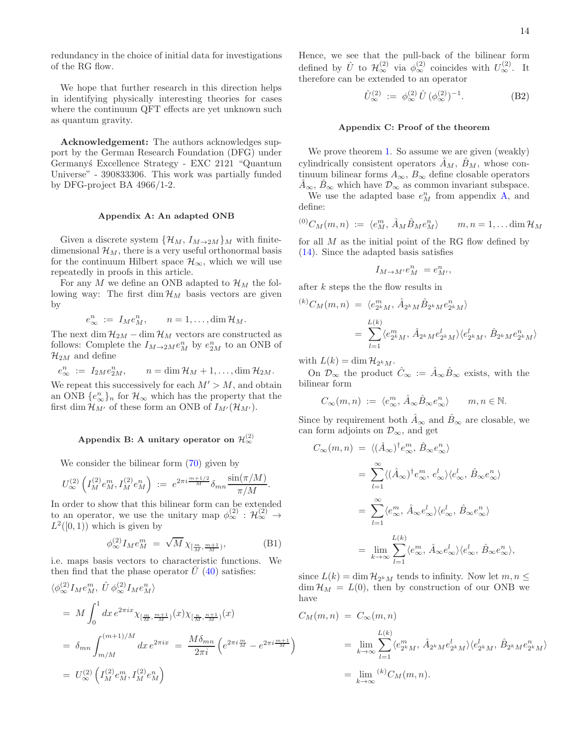redundancy in the choice of initial data for investigations of the RG flow.

We hope that further research in this direction helps in identifying physically interesting theories for cases where the continuum QFT effects are yet unknown such as quantum gravity.

**Acknowledgement:** The authors acknowledges support by the German Research Foundation (DFG) under Germanyś Excellence Strategy - EXC 2121 "Quantum Universe" - 390833306. This work was partially funded by DFG-project BA 4966/1-2.

### Appendix A: An adapted ONB

Given a discrete system $\{\mathcal{H}_M, I_{M\to 2M}\}_M$ with finite-dimensional $\mathcal{H}_M$, there is a very useful orthonormal basis for the continuum Hilbert space $\mathcal{H}_\infty$, which we will use repeatedly in proofs in this article.

For any $M$ we define an ONB adapted to $\mathcal{H}_M$ the following way: The first $\dim \mathcal{H}_M$ basis vectors are given by

$$e^n_\infty \;:=\; I_M e^n_M, \qquad n = 1, \ldots, \dim \mathcal{H}_M.$$

The next $\dim \mathcal{H}_{2M} - \dim \mathcal{H}_M$ vectors are constructed as follows: Complete the $I_{M\to 2M} e^n_M$ by $e^n_{2M}$ to an ONB of $\mathcal{H}_{2M}$ and define

$$e^n_\infty \;:=\; I_{2M} e^n_{2M}, \qquad n = \dim \mathcal{H}_M + 1, \ldots, \dim \mathcal{H}_{2M}.$$

We repeat this successively for each $M' > M$, and obtain an ONB $\{e^n_\infty\}_n$ for $\mathcal{H}_\infty$ which has the property that the first $\dim \mathcal{H}_{M'}$ of these form an ONB of $I_{M'}(\mathcal{H}_{M'})$.

### Appendix B: A unitary operator on $\mathcal{H}^{(2)}_\infty$

We consider the bilinear form (70) given by

$$U^{(2)}_\infty\left(I^{(2)}_M e^m_M, I^{(2)}_M e^n_M\right) \;:=\; e^{2\pi i \frac{m+1/2}{M}} \delta_{mn} \frac{\sin(\pi/M)}{\pi/M}.$$

In order to show that this bilinear form can be extended to an operator, we use the unitary map $\phi^{(2)}_\infty : \mathcal{H}^{(2)}_\infty \to L^2([0,1))$ which is given by

$$\phi^{(2)}_\infty I_M e^m_M \;=\; \sqrt{M}\, \chi_{[\frac{m}{M}, \frac{m+1}{M})}, \tag{B1}$$

i.e. maps basis vectors to characteristic functions. We then find that the phase operator $\hat{U}$ (40) satisfies:

$$\begin{aligned}
&\langle \phi^{(2)}_\infty I_M e^m_M,\, \hat{U}\, \phi^{(2)}_\infty I_M e^n_M\rangle \\
&= M \int_0^1 dx\, e^{2\pi i x} \chi_{[\frac{m}{M}, \frac{m+1}{M})}(x) \chi_{[\frac{n}{M}, \frac{n+1}{M})}(x) \\
&= \delta_{mn} \int_{m/M}^{(m+1)/M} dx\, e^{2\pi i x} \;=\; \frac{M \delta_{mn}}{2\pi i}\left(e^{2\pi i \frac{m}{M}} - e^{2\pi i \frac{m+1}{M}}\right) \\
&= U^{(2)}_\infty\left(I^{(2)}_M e^m_M, I^{(2)}_M e^n_M\right)
\end{aligned}$$

Hence, we see that the pull-back of the bilinear form defined by $\hat{U}$ to $\mathcal{H}^{(2)}_\infty$ via $\phi^{(2)}_\infty$ coincides with $U^{(2)}_\infty$. It therefore can be extended to an operator

$$\hat{U}^{(2)}_\infty \;:=\; \phi^{(2)}_\infty\, \hat{U}\, (\phi^{(2)}_\infty)^{-1}. \tag{B2}$$

### Appendix C: Proof of the theorem

We prove theorem 1. So assume we are given (weakly) cylindrically consistent operators $\hat{A}_M$, $\hat{B}_M$, whose continuum bilinear forms $A_\infty$, $B_\infty$ define closable operators $\hat{A}_\infty$, $\hat{B}_\infty$ which have $\mathcal{D}_\infty$ as common invariant subspace.

We use the adapted base $e^n_M$ from appendix A, and define:

$${}^{(0)}C_M(m,n) \;:=\; \langle e^m_M,\, \hat{A}_M \hat{B}_M e^n_M\rangle \qquad m,n = 1, \ldots \dim \mathcal{H}_M$$

for all $M$ as the initial point of the RG flow defined by (14). Since the adapted basis satisfies

$$I_{M\to M'} e^n_M \;= e^n_{M'},$$

after $k$ steps the the flow results in

$$\begin{aligned}
{}^{(k)}C_M(m,n) \;&=\; \langle e^m_{2^k M},\, \hat{A}_{2^k M} \hat{B}_{2^k M} e^n_{2^k M}\rangle \\
&= \sum_{l=1}^{L(k)} \langle e^m_{2^k M},\, \hat{A}_{2^k M} e^l_{2^k M}\rangle \langle e^l_{2^k M},\, \hat{B}_{2^k M} e^n_{2^k M}\rangle
\end{aligned}$$

with $L(k) = \dim \mathcal{H}_{2^k M}$.

On $\mathcal{D}_\infty$ the product $\hat{C}_\infty := \hat{A}_\infty \hat{B}_\infty$ exists, with the bilinear form

$$C_\infty(m,n) \;:=\; \langle e^m_\infty,\, \hat{A}_\infty \hat{B}_\infty e^n_\infty\rangle \qquad m,n \in \mathbb{N}.$$

Since by requirement both $\hat{A}_\infty$ and $\hat{B}_\infty$ are closable, we can form adjoints on $\mathcal{D}_\infty$, and get

$$\begin{aligned}
C_\infty(m,n) \;&=\; \langle (\hat{A}_\infty)^\dagger e^m_\infty,\, \hat{B}_\infty e^n_\infty\rangle \\
&= \sum_{l=1}^\infty \langle (\hat{A}_\infty)^\dagger e^m_\infty,\, e^l_\infty\rangle \langle e^l_\infty,\, \hat{B}_\infty e^n_\infty\rangle \\
&= \sum_{l=1}^\infty \langle e^m_\infty,\, \hat{A}_\infty e^l_\infty\rangle \langle e^l_\infty,\, \hat{B}_\infty e^n_\infty\rangle \\
&= \lim_{k\to\infty} \sum_{l=1}^{L(k)} \langle e^m_\infty,\, \hat{A}_\infty e^l_\infty\rangle \langle e^l_\infty,\, \hat{B}_\infty e^n_\infty\rangle,
\end{aligned}$$

since $L(k) = \dim \mathcal{H}_{2^k M}$ tends to infinity. Now let $m, n \leq \dim \mathcal{H}_M = L(0)$, then by construction of our ONB we have

$$\begin{aligned}
C_M(m,n) \;&=\; C_\infty(m,n) \\
&= \lim_{k\to\infty} \sum_{l=1}^{L(k)} \langle e^m_{2^k M},\, \hat{A}_{2^k M} e^l_{2^k M}\rangle \langle e^l_{2^k M},\, \hat{B}_{2^k M} e^n_{2^k M}\rangle \\
&= \lim_{k\to\infty} {}^{(k)}C_M(m,n).
\end{aligned}$$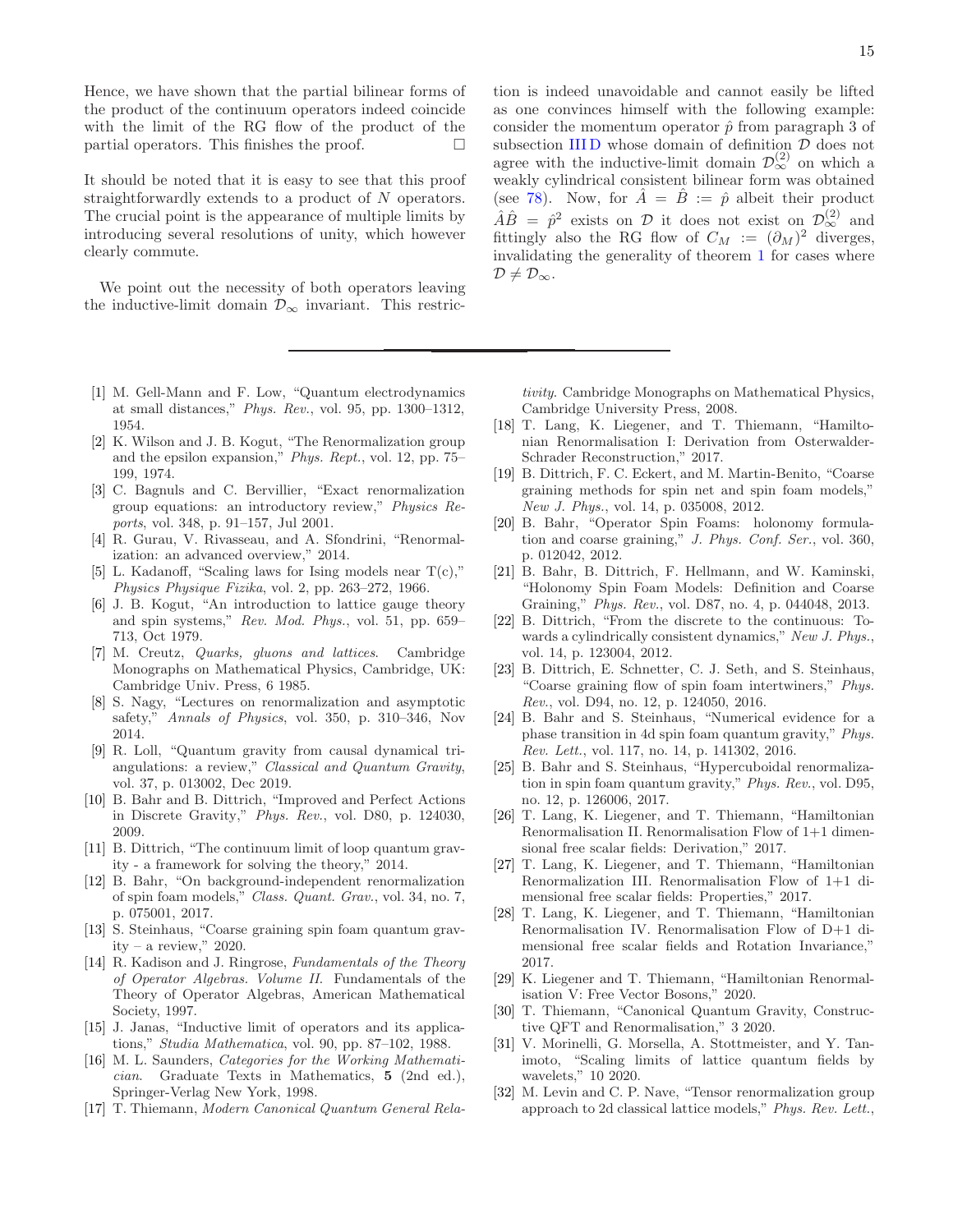Hence, we have shown that the partial bilinear forms of the product of the continuum operators indeed coincide with the limit of the RG flow of the product of the partial operators. This finishes the proof. □

It should be noted that it is easy to see that this proof straightforwardly extends to a product of $N$ operators. The crucial point is the appearance of multiple limits by introducing several resolutions of unity, which however clearly commute.

We point out the necessity of both operators leaving the inductive-limit domain $\mathcal{D}_\infty$ invariant. This restriction is indeed unavoidable and cannot easily be lifted as one convinces himself with the following example: consider the momentum operator $\hat{p}$ from paragraph 3 of subsection III D whose domain of definition $\mathcal{D}$ does not agree with the inductive-limit domain $\mathcal{D}_\infty^{(2)}$ on which a weakly cylindrical consistent bilinear form was obtained (see 78). Now, for $\hat{A} = \hat{B} := \hat{p}$ albeit their product $\hat{A}\hat{B} = \hat{p}^2$ exists on $\mathcal{D}$ it does not exist on $\mathcal{D}_\infty^{(2)}$ and fittingly also the RG flow of $C_M := (\partial_M)^2$ diverges, invalidating the generality of theorem 1 for cases where $\mathcal{D} \neq \mathcal{D}_\infty$.

---

[1] M. Gell-Mann and F. Low, "Quantum electrodynamics at small distances," *Phys. Rev.*, vol. 95, pp. 1300–1312, 1954.

[2] K. Wilson and J. B. Kogut, "The Renormalization group and the epsilon expansion," *Phys. Rept.*, vol. 12, pp. 75–199, 1974.

[3] C. Bagnuls and C. Bervillier, "Exact renormalization group equations: an introductory review," *Physics Reports*, vol. 348, p. 91–157, Jul 2001.

[4] R. Gurau, V. Rivasseau, and A. Sfondrini, "Renormalization: an advanced overview," 2014.

[5] L. Kadanoff, "Scaling laws for Ising models near T(c)," *Physics Physique Fizika*, vol. 2, pp. 263–272, 1966.

[6] J. B. Kogut, "An introduction to lattice gauge theory and spin systems," *Rev. Mod. Phys.*, vol. 51, pp. 659–713, Oct 1979.

[7] M. Creutz, *Quarks, gluons and lattices*. Cambridge Monographs on Mathematical Physics, Cambridge, UK: Cambridge Univ. Press, 6 1985.

[8] S. Nagy, "Lectures on renormalization and asymptotic safety," *Annals of Physics*, vol. 350, p. 310–346, Nov 2014.

[9] R. Loll, "Quantum gravity from causal dynamical triangulations: a review," *Classical and Quantum Gravity*, vol. 37, p. 013002, Dec 2019.

[10] B. Bahr and B. Dittrich, "Improved and Perfect Actions in Discrete Gravity," *Phys. Rev.*, vol. D80, p. 124030, 2009.

[11] B. Dittrich, "The continuum limit of loop quantum gravity - a framework for solving the theory," 2014.

[12] B. Bahr, "On background-independent renormalization of spin foam models," *Class. Quant. Grav.*, vol. 34, no. 7, p. 075001, 2017.

[13] S. Steinhaus, "Coarse graining spin foam quantum gravity – a review," 2020.

[14] R. Kadison and J. Ringrose, *Fundamentals of the Theory of Operator Algebras. Volume II.* Fundamentals of the Theory of Operator Algebras, American Mathematical Society, 1997.

[15] J. Janas, "Inductive limit of operators and its applications," *Studia Mathematica*, vol. 90, pp. 87–102, 1988.

[16] M. L. Saunders, *Categories for the Working Mathematician*. Graduate Texts in Mathematics, **5** (2nd ed.), Springer-Verlag New York, 1998.

[17] T. Thiemann, *Modern Canonical Quantum General Relativity*. Cambridge Monographs on Mathematical Physics, Cambridge University Press, 2008.

[18] T. Lang, K. Liegener, and T. Thiemann, "Hamiltonian Renormalisation I: Derivation from Osterwalder-Schrader Reconstruction," 2017.

[19] B. Dittrich, F. C. Eckert, and M. Martin-Benito, "Coarse graining methods for spin net and spin foam models," *New J. Phys.*, vol. 14, p. 035008, 2012.

[20] B. Bahr, "Operator Spin Foams: holonomy formulation and coarse graining," *J. Phys. Conf. Ser.*, vol. 360, p. 012042, 2012.

[21] B. Bahr, B. Dittrich, F. Hellmann, and W. Kaminski, "Holonomy Spin Foam Models: Definition and Coarse Graining," *Phys. Rev.*, vol. D87, no. 4, p. 044048, 2013.

[22] B. Dittrich, "From the discrete to the continuous: Towards a cylindrically consistent dynamics," *New J. Phys.*, vol. 14, p. 123004, 2012.

[23] B. Dittrich, E. Schnetter, C. J. Seth, and S. Steinhaus, "Coarse graining flow of spin foam intertwiners," *Phys. Rev.*, vol. D94, no. 12, p. 124050, 2016.

[24] B. Bahr and S. Steinhaus, "Numerical evidence for a phase transition in 4d spin foam quantum gravity," *Phys. Rev. Lett.*, vol. 117, no. 14, p. 141302, 2016.

[25] B. Bahr and S. Steinhaus, "Hypercuboidal renormalization in spin foam quantum gravity," *Phys. Rev.*, vol. D95, no. 12, p. 126006, 2017.

[26] T. Lang, K. Liegener, and T. Thiemann, "Hamiltonian Renormalisation II. Renormalisation Flow of 1+1 dimensional free scalar fields: Derivation," 2017.

[27] T. Lang, K. Liegener, and T. Thiemann, "Hamiltonian Renormalization III. Renormalisation Flow of 1+1 dimensional free scalar fields: Properties," 2017.

[28] T. Lang, K. Liegener, and T. Thiemann, "Hamiltonian Renormalisation IV. Renormalisation Flow of D+1 dimensional free scalar fields and Rotation Invariance," 2017.

[29] K. Liegener and T. Thiemann, "Hamiltonian Renormalisation V: Free Vector Bosons," 2020.

[30] T. Thiemann, "Canonical Quantum Gravity, Constructive QFT and Renormalisation," 3 2020.

[31] V. Morinelli, G. Morsella, A. Stottmeister, and Y. Tanimoto, "Scaling limits of lattice quantum fields by wavelets," 10 2020.

[32] M. Levin and C. P. Nave, "Tensor renormalization group approach to 2d classical lattice models," *Phys. Rev. Lett.*,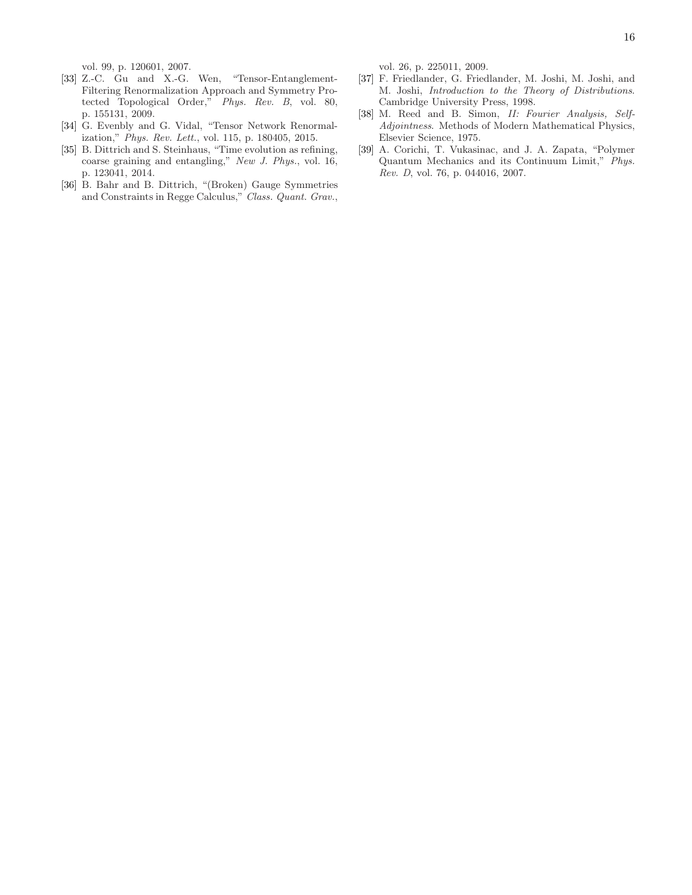vol. 99, p. 120601, 2007.

[33] Z.-C. Gu and X.-G. Wen, "Tensor-Entanglement-Filtering Renormalization Approach and Symmetry Protected Topological Order," *Phys. Rev. B*, vol. 80, p. 155131, 2009.

[34] G. Evenbly and G. Vidal, "Tensor Network Renormalization," *Phys. Rev. Lett.*, vol. 115, p. 180405, 2015.

[35] B. Dittrich and S. Steinhaus, "Time evolution as refining, coarse graining and entangling," *New J. Phys.*, vol. 16, p. 123041, 2014.

[36] B. Bahr and B. Dittrich, "(Broken) Gauge Symmetries and Constraints in Regge Calculus," *Class. Quant. Grav.*, vol. 26, p. 225011, 2009.

[37] F. Friedlander, G. Friedlander, M. Joshi, M. Joshi, and M. Joshi, *Introduction to the Theory of Distributions*. Cambridge University Press, 1998.

[38] M. Reed and B. Simon, *II: Fourier Analysis, Self-Adjointness*. Methods of Modern Mathematical Physics, Elsevier Science, 1975.

[39] A. Corichi, T. Vukasinac, and J. A. Zapata, "Polymer Quantum Mechanics and its Continuum Limit," *Phys. Rev. D*, vol. 76, p. 044016, 2007.